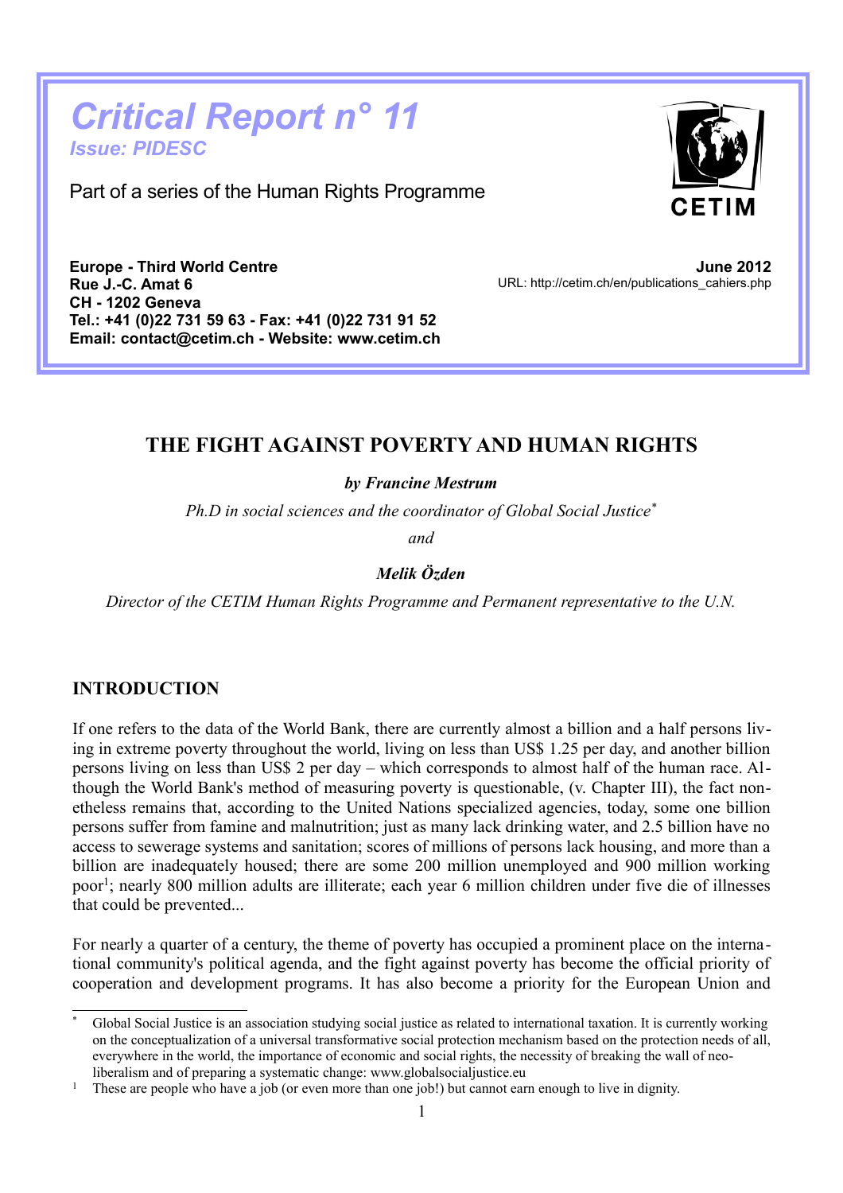# *Critical Report n° 11*

***Issue: PIDESC***

Part of a series of the Human Rights Programme

CETIM

**Europe - Third World Centre**
**Rue J.-C. Amat 6**
**CH - 1202 Geneva**
**Tel.: +41 (0)22 731 59 63 - Fax: +41 (0)22 731 91 52**
**Email: contact@cetim.ch - Website: www.cetim.ch**

**June 2012**
URL: http://cetim.ch/en/publications_cahiers.php

## THE FIGHT AGAINST POVERTY AND HUMAN RIGHTS

***by Francine Mestrum***

*Ph.D in social sciences and the coordinator of Global Social Justice*[*]

*and*

***Melik Özden***

*Director of the CETIM Human Rights Programme and Permanent representative to the U.N.*

## INTRODUCTION

If one refers to the data of the World Bank, there are currently almost a billion and a half persons living in extreme poverty throughout the world, living on less than US$ 1.25 per day, and another billion persons living on less than US$ 2 per day – which corresponds to almost half of the human race. Although the World Bank's method of measuring poverty is questionable, (v. Chapter III), the fact nonetheless remains that, according to the United Nations specialized agencies, today, some one billion persons suffer from famine and malnutrition; just as many lack drinking water, and 2.5 billion have no access to sewerage systems and sanitation; scores of millions of persons lack housing, and more than a billion are inadequately housed; there are some 200 million unemployed and 900 million working poor[1]; nearly 800 million adults are illiterate; each year 6 million children under five die of illnesses that could be prevented...

For nearly a quarter of a century, the theme of poverty has occupied a prominent place on the international community's political agenda, and the fight against poverty has become the official priority of cooperation and development programs. It has also become a priority for the European Union and

---

[*] Global Social Justice is an association studying social justice as related to international taxation. It is currently working on the conceptualization of a universal transformative social protection mechanism based on the protection needs of all, everywhere in the world, the importance of economic and social rights, the necessity of breaking the wall of neo-liberalism and of preparing a systematic change: www.globalsocialjustice.eu

[1] These are people who have a job (or even more than one job!) but cannot earn enough to live in dignity.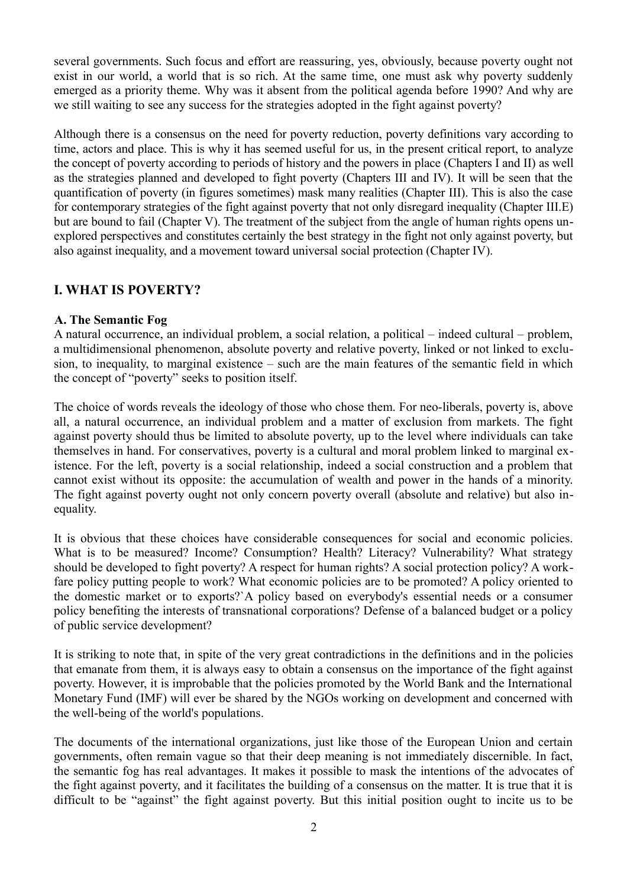several governments. Such focus and effort are reassuring, yes, obviously, because poverty ought not exist in our world, a world that is so rich. At the same time, one must ask why poverty suddenly emerged as a priority theme. Why was it absent from the political agenda before 1990? And why are we still waiting to see any success for the strategies adopted in the fight against poverty?

Although there is a consensus on the need for poverty reduction, poverty definitions vary according to time, actors and place. This is why it has seemed useful for us, in the present critical report, to analyze the concept of poverty according to periods of history and the powers in place (Chapters I and II) as well as the strategies planned and developed to fight poverty (Chapters III and IV). It will be seen that the quantification of poverty (in figures sometimes) mask many realities (Chapter III). This is also the case for contemporary strategies of the fight against poverty that not only disregard inequality (Chapter III.E) but are bound to fail (Chapter V). The treatment of the subject from the angle of human rights opens unexplored perspectives and constitutes certainly the best strategy in the fight not only against poverty, but also against inequality, and a movement toward universal social protection (Chapter IV).

## I. WHAT IS POVERTY?

### A. The Semantic Fog

A natural occurrence, an individual problem, a social relation, a political – indeed cultural – problem, a multidimensional phenomenon, absolute poverty and relative poverty, linked or not linked to exclusion, to inequality, to marginal existence – such are the main features of the semantic field in which the concept of "poverty" seeks to position itself.

The choice of words reveals the ideology of those who chose them. For neo-liberals, poverty is, above all, a natural occurrence, an individual problem and a matter of exclusion from markets. The fight against poverty should thus be limited to absolute poverty, up to the level where individuals can take themselves in hand. For conservatives, poverty is a cultural and moral problem linked to marginal existence. For the left, poverty is a social relationship, indeed a social construction and a problem that cannot exist without its opposite: the accumulation of wealth and power in the hands of a minority. The fight against poverty ought not only concern poverty overall (absolute and relative) but also inequality.

It is obvious that these choices have considerable consequences for social and economic policies. What is to be measured? Income? Consumption? Health? Literacy? Vulnerability? What strategy should be developed to fight poverty? A respect for human rights? A social protection policy? A workfare policy putting people to work? What economic policies are to be promoted? A policy oriented to the domestic market or to exports?`A policy based on everybody's essential needs or a consumer policy benefiting the interests of transnational corporations? Defense of a balanced budget or a policy of public service development?

It is striking to note that, in spite of the very great contradictions in the definitions and in the policies that emanate from them, it is always easy to obtain a consensus on the importance of the fight against poverty. However, it is improbable that the policies promoted by the World Bank and the International Monetary Fund (IMF) will ever be shared by the NGOs working on development and concerned with the well-being of the world's populations.

The documents of the international organizations, just like those of the European Union and certain governments, often remain vague so that their deep meaning is not immediately discernible. In fact, the semantic fog has real advantages. It makes it possible to mask the intentions of the advocates of the fight against poverty, and it facilitates the building of a consensus on the matter. It is true that it is difficult to be "against" the fight against poverty. But this initial position ought to incite us to be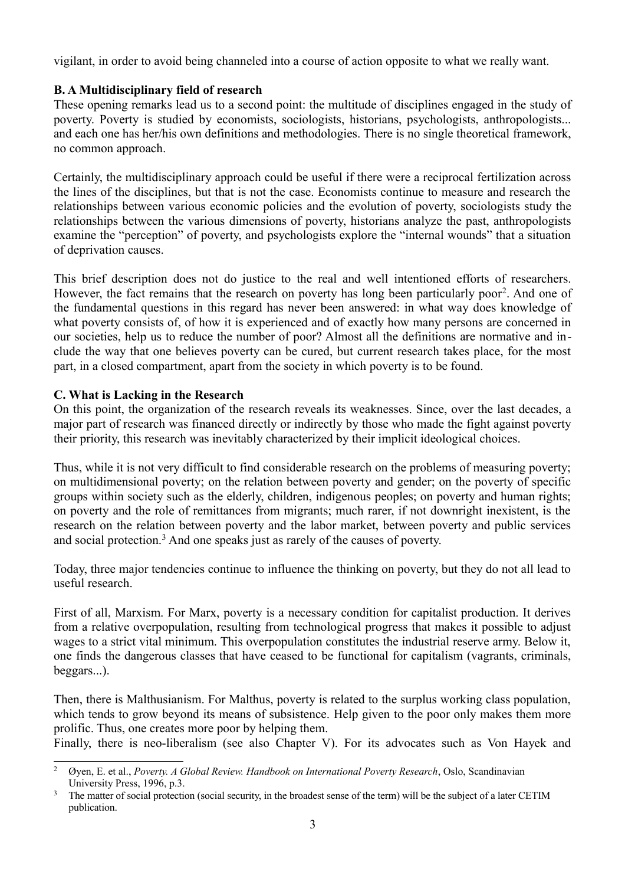vigilant, in order to avoid being channeled into a course of action opposite to what we really want.

### B. A Multidisciplinary field of research

These opening remarks lead us to a second point: the multitude of disciplines engaged in the study of poverty. Poverty is studied by economists, sociologists, historians, psychologists, anthropologists... and each one has her/his own definitions and methodologies. There is no single theoretical framework, no common approach.

Certainly, the multidisciplinary approach could be useful if there were a reciprocal fertilization across the lines of the disciplines, but that is not the case. Economists continue to measure and research the relationships between various economic policies and the evolution of poverty, sociologists study the relationships between the various dimensions of poverty, historians analyze the past, anthropologists examine the "perception" of poverty, and psychologists explore the "internal wounds" that a situation of deprivation causes.

This brief description does not do justice to the real and well intentioned efforts of researchers. However, the fact remains that the research on poverty has long been particularly poor[2]. And one of the fundamental questions in this regard has never been answered: in what way does knowledge of what poverty consists of, of how it is experienced and of exactly how many persons are concerned in our societies, help us to reduce the number of poor? Almost all the definitions are normative and include the way that one believes poverty can be cured, but current research takes place, for the most part, in a closed compartment, apart from the society in which poverty is to be found.

### C. What is Lacking in the Research

On this point, the organization of the research reveals its weaknesses. Since, over the last decades, a major part of research was financed directly or indirectly by those who made the fight against poverty their priority, this research was inevitably characterized by their implicit ideological choices.

Thus, while it is not very difficult to find considerable research on the problems of measuring poverty; on multidimensional poverty; on the relation between poverty and gender; on the poverty of specific groups within society such as the elderly, children, indigenous peoples; on poverty and human rights; on poverty and the role of remittances from migrants; much rarer, if not downright inexistent, is the research on the relation between poverty and the labor market, between poverty and public services and social protection.[3] And one speaks just as rarely of the causes of poverty.

Today, three major tendencies continue to influence the thinking on poverty, but they do not all lead to useful research.

First of all, Marxism. For Marx, poverty is a necessary condition for capitalist production. It derives from a relative overpopulation, resulting from technological progress that makes it possible to adjust wages to a strict vital minimum. This overpopulation constitutes the industrial reserve army. Below it, one finds the dangerous classes that have ceased to be functional for capitalism (vagrants, criminals, beggars...).

Then, there is Malthusianism. For Malthus, poverty is related to the surplus working class population, which tends to grow beyond its means of subsistence. Help given to the poor only makes them more prolific. Thus, one creates more poor by helping them.

Finally, there is neo-liberalism (see also Chapter V). For its advocates such as Von Hayek and

---

[2] Øyen, E. et al., *Poverty. A Global Review. Handbook on International Poverty Research*, Oslo, Scandinavian University Press, 1996, p.3.

[3] The matter of social protection (social security, in the broadest sense of the term) will be the subject of a later CETIM publication.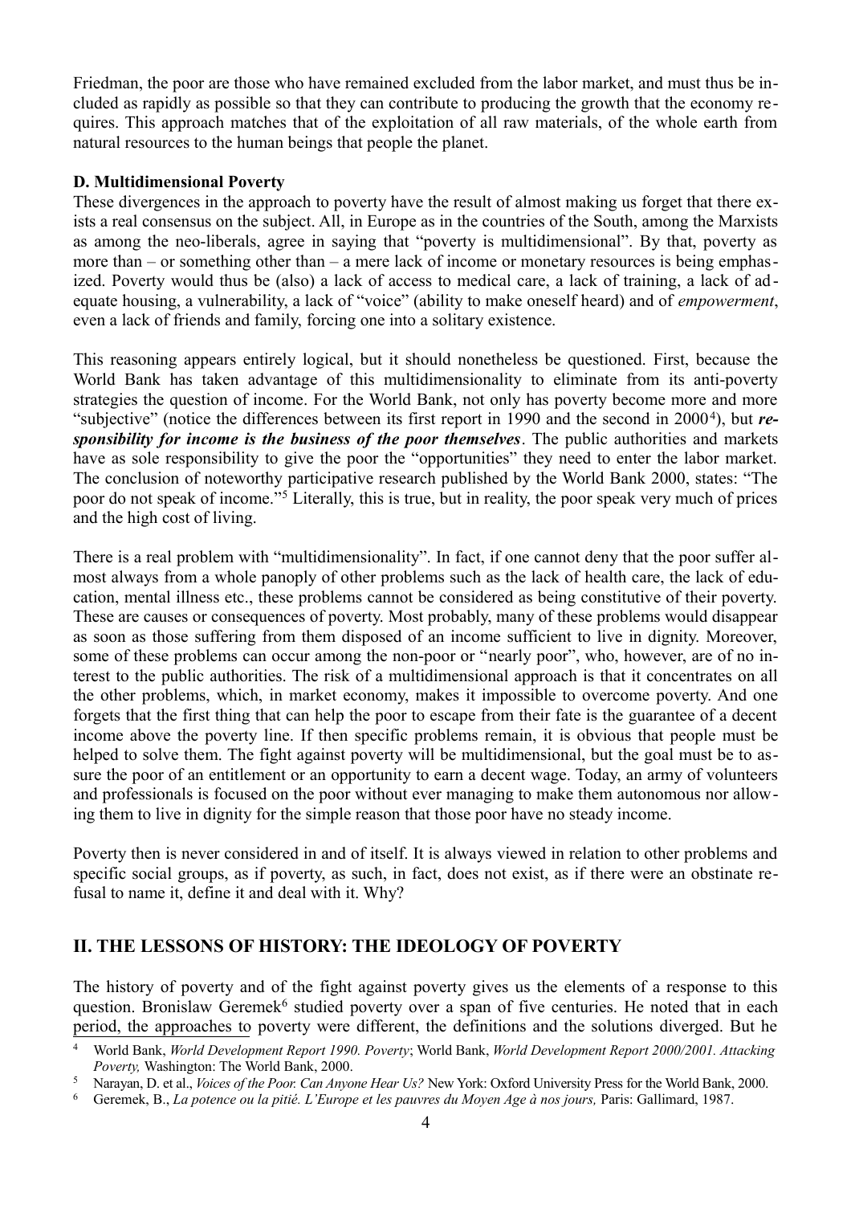Friedman, the poor are those who have remained excluded from the labor market, and must thus be included as rapidly as possible so that they can contribute to producing the growth that the economy requires. This approach matches that of the exploitation of all raw materials, of the whole earth from natural resources to the human beings that people the planet.

### D. Multidimensional Poverty

These divergences in the approach to poverty have the result of almost making us forget that there exists a real consensus on the subject. All, in Europe as in the countries of the South, among the Marxists as among the neo-liberals, agree in saying that "poverty is multidimensional". By that, poverty as more than – or something other than – a mere lack of income or monetary resources is being emphasized. Poverty would thus be (also) a lack of access to medical care, a lack of training, a lack of adequate housing, a vulnerability, a lack of "voice" (ability to make oneself heard) and of *empowerment*, even a lack of friends and family, forcing one into a solitary existence.

This reasoning appears entirely logical, but it should nonetheless be questioned. First, because the World Bank has taken advantage of this multidimensionality to eliminate from its anti-poverty strategies the question of income. For the World Bank, not only has poverty become more and more "subjective" (notice the differences between its first report in 1990 and the second in 2000[4]), but ***responsibility for income is the business of the poor themselves***. The public authorities and markets have as sole responsibility to give the poor the "opportunities" they need to enter the labor market. The conclusion of noteworthy participative research published by the World Bank 2000, states: "The poor do not speak of income."[5] Literally, this is true, but in reality, the poor speak very much of prices and the high cost of living.

There is a real problem with "multidimensionality". In fact, if one cannot deny that the poor suffer almost always from a whole panoply of other problems such as the lack of health care, the lack of education, mental illness etc., these problems cannot be considered as being constitutive of their poverty. These are causes or consequences of poverty. Most probably, many of these problems would disappear as soon as those suffering from them disposed of an income sufficient to live in dignity. Moreover, some of these problems can occur among the non-poor or "nearly poor", who, however, are of no interest to the public authorities. The risk of a multidimensional approach is that it concentrates on all the other problems, which, in market economy, makes it impossible to overcome poverty. And one forgets that the first thing that can help the poor to escape from their fate is the guarantee of a decent income above the poverty line. If then specific problems remain, it is obvious that people must be helped to solve them. The fight against poverty will be multidimensional, but the goal must be to assure the poor of an entitlement or an opportunity to earn a decent wage. Today, an army of volunteers and professionals is focused on the poor without ever managing to make them autonomous nor allowing them to live in dignity for the simple reason that those poor have no steady income.

Poverty then is never considered in and of itself. It is always viewed in relation to other problems and specific social groups, as if poverty, as such, in fact, does not exist, as if there were an obstinate refusal to name it, define it and deal with it. Why?

## II. THE LESSONS OF HISTORY: THE IDEOLOGY OF POVERTY

The history of poverty and of the fight against poverty gives us the elements of a response to this question. Bronislaw Geremek[6] studied poverty over a span of five centuries. He noted that in each period, the approaches to poverty were different, the definitions and the solutions diverged. But he

[4] World Bank, *World Development Report 1990. Poverty*; World Bank, *World Development Report 2000/2001. Attacking Poverty,* Washington: The World Bank, 2000.

[5] Narayan, D. et al., *Voices of the Poor. Can Anyone Hear Us?* New York: Oxford University Press for the World Bank, 2000.

[6] Geremek, B., *La potence ou la pitié. L'Europe et les pauvres du Moyen Age à nos jours,* Paris: Gallimard, 1987.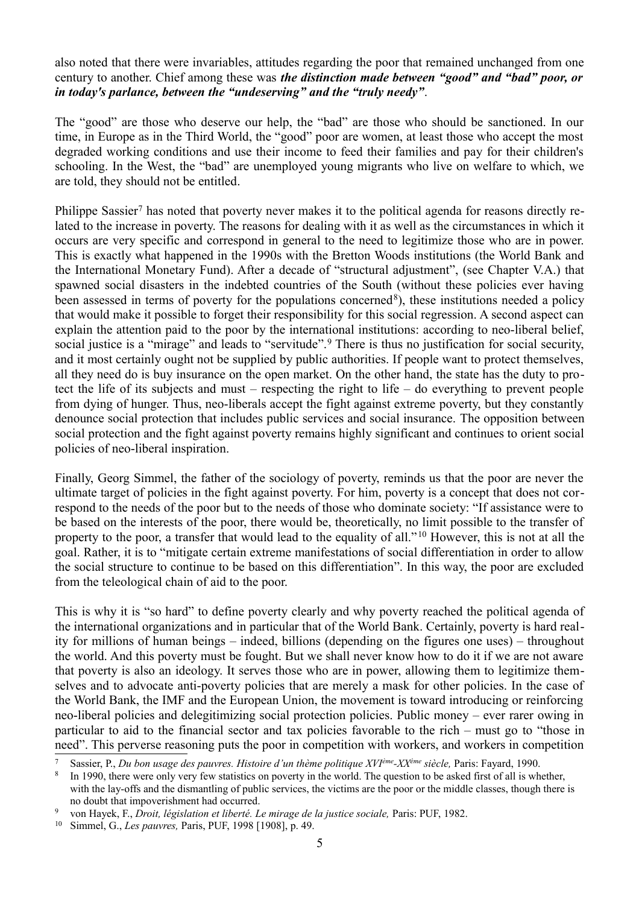also noted that there were invariables, attitudes regarding the poor that remained unchanged from one century to another. Chief among these was ***the distinction made between "good" and "bad" poor, or in today's parlance, between the "undeserving" and the "truly needy"***.

The "good" are those who deserve our help, the "bad" are those who should be sanctioned. In our time, in Europe as in the Third World, the "good" poor are women, at least those who accept the most degraded working conditions and use their income to feed their families and pay for their children's schooling. In the West, the "bad" are unemployed young migrants who live on welfare to which, we are told, they should not be entitled.

Philippe Sassier[7] has noted that poverty never makes it to the political agenda for reasons directly related to the increase in poverty. The reasons for dealing with it as well as the circumstances in which it occurs are very specific and correspond in general to the need to legitimize those who are in power. This is exactly what happened in the 1990s with the Bretton Woods institutions (the World Bank and the International Monetary Fund). After a decade of "structural adjustment", (see Chapter V.A.) that spawned social disasters in the indebted countries of the South (without these policies ever having been assessed in terms of poverty for the populations concerned[8]), these institutions needed a policy that would make it possible to forget their responsibility for this social regression. A second aspect can explain the attention paid to the poor by the international institutions: according to neo-liberal belief, social justice is a "mirage" and leads to "servitude".[9] There is thus no justification for social security, and it most certainly ought not be supplied by public authorities. If people want to protect themselves, all they need do is buy insurance on the open market. On the other hand, the state has the duty to protect the life of its subjects and must – respecting the right to life – do everything to prevent people from dying of hunger. Thus, neo-liberals accept the fight against extreme poverty, but they constantly denounce social protection that includes public services and social insurance. The opposition between social protection and the fight against poverty remains highly significant and continues to orient social policies of neo-liberal inspiration.

Finally, Georg Simmel, the father of the sociology of poverty, reminds us that the poor are never the ultimate target of policies in the fight against poverty. For him, poverty is a concept that does not correspond to the needs of the poor but to the needs of those who dominate society: "If assistance were to be based on the interests of the poor, there would be, theoretically, no limit possible to the transfer of property to the poor, a transfer that would lead to the equality of all."[10] However, this is not at all the goal. Rather, it is to "mitigate certain extreme manifestations of social differentiation in order to allow the social structure to continue to be based on this differentiation". In this way, the poor are excluded from the teleological chain of aid to the poor.

This is why it is "so hard" to define poverty clearly and why poverty reached the political agenda of the international organizations and in particular that of the World Bank. Certainly, poverty is hard reality for millions of human beings – indeed, billions (depending on the figures one uses) – throughout the world. And this poverty must be fought. But we shall never know how to do it if we are not aware that poverty is also an ideology. It serves those who are in power, allowing them to legitimize themselves and to advocate anti-poverty policies that are merely a mask for other policies. In the case of the World Bank, the IMF and the European Union, the movement is toward introducing or reinforcing neo-liberal policies and delegitimizing social protection policies. Public money – ever rarer owing in particular to aid to the financial sector and tax policies favorable to the rich – must go to "those in need". This perverse reasoning puts the poor in competition with workers, and workers in competition

---

[7] Sassier, P., *Du bon usage des pauvres. Histoire d'un thème politique XVI<sup>ème</sup>-XX<sup>ème</sup> siècle,* Paris: Fayard, 1990.

[8] In 1990, there were only very few statistics on poverty in the world. The question to be asked first of all is whether, with the lay-offs and the dismantling of public services, the victims are the poor or the middle classes, though there is no doubt that impoverishment had occurred.

[9] von Hayek, F., *Droit, législation et liberté. Le mirage de la justice sociale,* Paris: PUF, 1982.

[10] Simmel, G., *Les pauvres,* Paris, PUF, 1998 [1908], p. 49.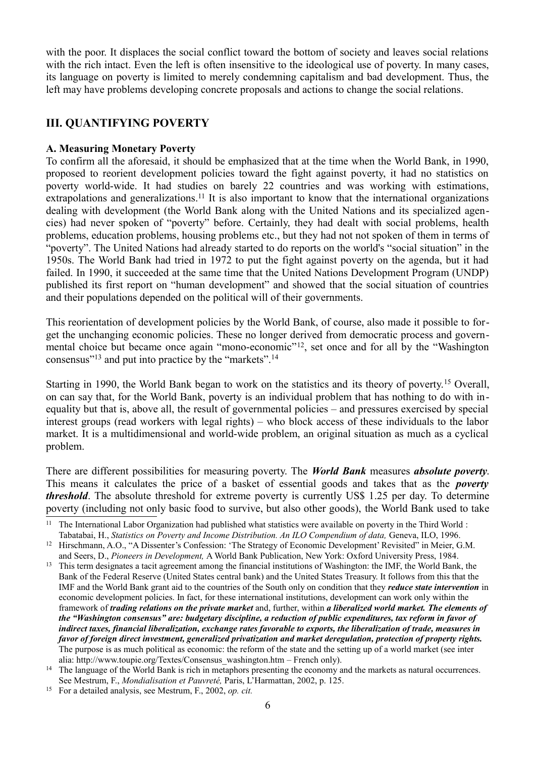with the poor. It displaces the social conflict toward the bottom of society and leaves social relations with the rich intact. Even the left is often insensitive to the ideological use of poverty. In many cases, its language on poverty is limited to merely condemning capitalism and bad development. Thus, the left may have problems developing concrete proposals and actions to change the social relations.

## III. QUANTIFYING POVERTY

### A. Measuring Monetary Poverty

To confirm all the aforesaid, it should be emphasized that at the time when the World Bank, in 1990, proposed to reorient development policies toward the fight against poverty, it had no statistics on poverty world-wide. It had studies on barely 22 countries and was working with estimations, extrapolations and generalizations.[11] It is also important to know that the international organizations dealing with development (the World Bank along with the United Nations and its specialized agencies) had never spoken of "poverty" before. Certainly, they had dealt with social problems, health problems, education problems, housing problems etc., but they had not not spoken of them in terms of "poverty". The United Nations had already started to do reports on the world's "social situation" in the 1950s. The World Bank had tried in 1972 to put the fight against poverty on the agenda, but it had failed. In 1990, it succeeded at the same time that the United Nations Development Program (UNDP) published its first report on "human development" and showed that the social situation of countries and their populations depended on the political will of their governments.

This reorientation of development policies by the World Bank, of course, also made it possible to forget the unchanging economic policies. These no longer derived from democratic process and governmental choice but became once again "mono-economic"[12], set once and for all by the "Washington consensus"[13] and put into practice by the "markets".[14]

Starting in 1990, the World Bank began to work on the statistics and its theory of poverty.[15] Overall, on can say that, for the World Bank, poverty is an individual problem that has nothing to do with inequality but that is, above all, the result of governmental policies – and pressures exercised by special interest groups (read workers with legal rights) – who block access of these individuals to the labor market. It is a multidimensional and world-wide problem, an original situation as much as a cyclical problem.

There are different possibilities for measuring poverty. The ***World Bank*** measures ***absolute poverty***. This means it calculates the price of a basket of essential goods and takes that as the ***poverty threshold***. The absolute threshold for extreme poverty is currently US$ 1.25 per day. To determine poverty (including not only basic food to survive, but also other goods), the World Bank used to take

---

[11] The International Labor Organization had published what statistics were available on poverty in the Third World : Tabatabai, H., *Statistics on Poverty and Income Distribution. An ILO Compendium of data,* Geneva, ILO, 1996.

[12] Hirschmann, A.O., "A Dissenter's Confession: 'The Strategy of Economic Development' Revisited" in Meier, G.M. and Seers, D., *Pioneers in Development,* A World Bank Publication, New York: Oxford University Press, 1984.

[13] This term designates a tacit agreement among the financial institutions of Washington: the IMF, the World Bank, the Bank of the Federal Reserve (United States central bank) and the United States Treasury. It follows from this that the IMF and the World Bank grant aid to the countries of the South only on condition that they ***reduce state intervention*** in economic development policies. In fact, for these international institutions, development can work only within the framework of ***trading relations on the private market*** and, further, within ***a liberalized world market. The elements of the "Washington consensus" are: budgetary discipline, a reduction of public expenditures, tax reform in favor of indirect taxes, financial liberalization, exchange rates favorable to exports, the liberalization of trade, measures in favor of foreign direct investment, generalized privatization and market deregulation, protection of property rights.*** The purpose is as much political as economic: the reform of the state and the setting up of a world market (see inter alia: http://www.toupie.org/Textes/Consensus_washington.htm – French only).

[14] The language of the World Bank is rich in metaphors presenting the economy and the markets as natural occurrences. See Mestrum, F., *Mondialisation et Pauvreté,* Paris, L'Harmattan, 2002, p. 125.

[15] For a detailed analysis, see Mestrum, F., 2002, *op. cit.*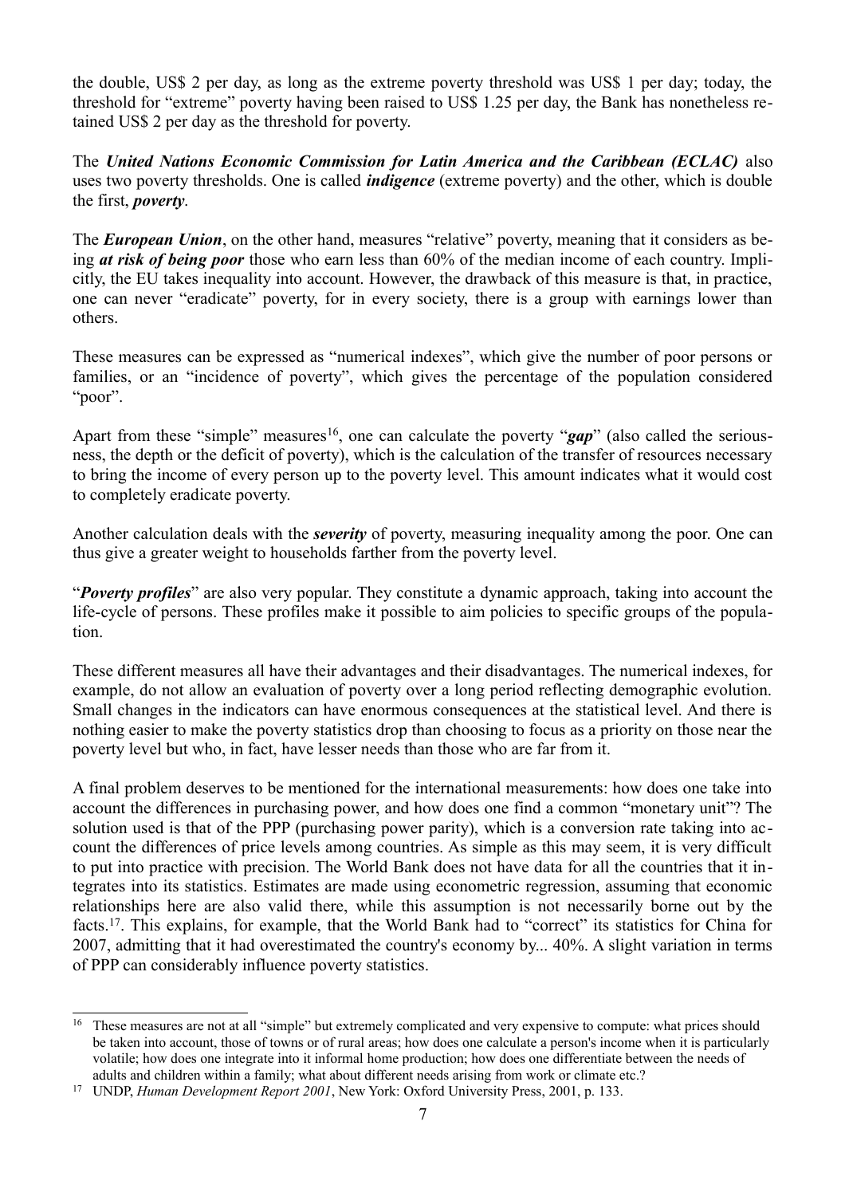the double, US$ 2 per day, as long as the extreme poverty threshold was US$ 1 per day; today, the threshold for "extreme" poverty having been raised to US$ 1.25 per day, the Bank has nonetheless retained US$ 2 per day as the threshold for poverty.

The ***United Nations Economic Commission for Latin America and the Caribbean (ECLAC)*** also uses two poverty thresholds. One is called ***indigence*** (extreme poverty) and the other, which is double the first, ***poverty***.

The ***European Union***, on the other hand, measures "relative" poverty, meaning that it considers as being ***at risk of being poor*** those who earn less than 60% of the median income of each country. Implicitly, the EU takes inequality into account. However, the drawback of this measure is that, in practice, one can never "eradicate" poverty, for in every society, there is a group with earnings lower than others.

These measures can be expressed as "numerical indexes", which give the number of poor persons or families, or an "incidence of poverty", which gives the percentage of the population considered "poor".

Apart from these "simple" measures[16], one can calculate the poverty "***gap***" (also called the seriousness, the depth or the deficit of poverty), which is the calculation of the transfer of resources necessary to bring the income of every person up to the poverty level. This amount indicates what it would cost to completely eradicate poverty.

Another calculation deals with the ***severity*** of poverty, measuring inequality among the poor. One can thus give a greater weight to households farther from the poverty level.

"***Poverty profiles***" are also very popular. They constitute a dynamic approach, taking into account the life-cycle of persons. These profiles make it possible to aim policies to specific groups of the population.

These different measures all have their advantages and their disadvantages. The numerical indexes, for example, do not allow an evaluation of poverty over a long period reflecting demographic evolution. Small changes in the indicators can have enormous consequences at the statistical level. And there is nothing easier to make the poverty statistics drop than choosing to focus as a priority on those near the poverty level but who, in fact, have lesser needs than those who are far from it.

A final problem deserves to be mentioned for the international measurements: how does one take into account the differences in purchasing power, and how does one find a common "monetary unit"? The solution used is that of the PPP (purchasing power parity), which is a conversion rate taking into account the differences of price levels among countries. As simple as this may seem, it is very difficult to put into practice with precision. The World Bank does not have data for all the countries that it integrates into its statistics. Estimates are made using econometric regression, assuming that economic relationships here are also valid there, while this assumption is not necessarily borne out by the facts.[17]. This explains, for example, that the World Bank had to "correct" its statistics for China for 2007, admitting that it had overestimated the country's economy by... 40%. A slight variation in terms of PPP can considerably influence poverty statistics.

---

[16] These measures are not at all "simple" but extremely complicated and very expensive to compute: what prices should be taken into account, those of towns or of rural areas; how does one calculate a person's income when it is particularly volatile; how does one integrate into it informal home production; how does one differentiate between the needs of adults and children within a family; what about different needs arising from work or climate etc.?

[17] UNDP, *Human Development Report 2001*, New York: Oxford University Press, 2001, p. 133.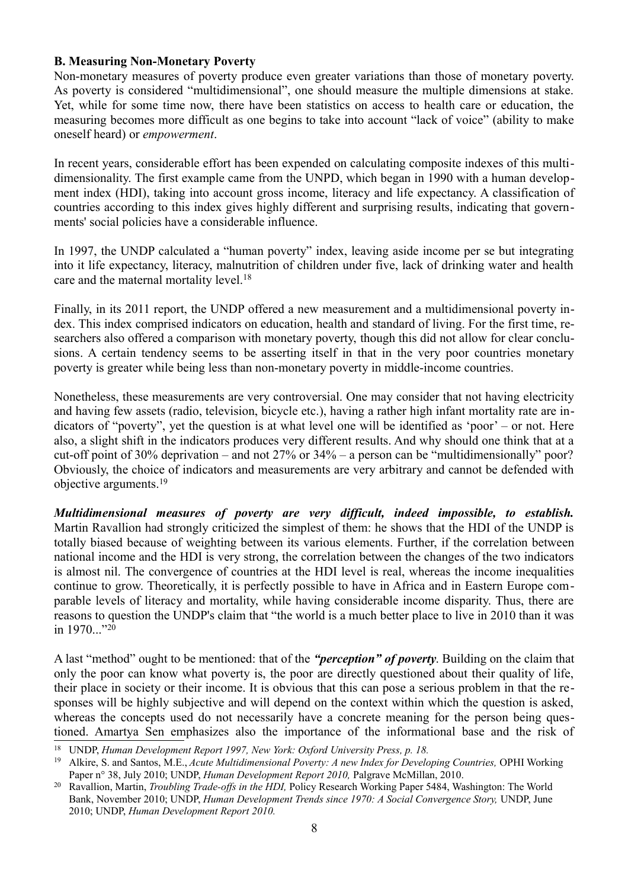### B. Measuring Non-Monetary Poverty

Non-monetary measures of poverty produce even greater variations than those of monetary poverty. As poverty is considered "multidimensional", one should measure the multiple dimensions at stake. Yet, while for some time now, there have been statistics on access to health care or education, the measuring becomes more difficult as one begins to take into account "lack of voice" (ability to make oneself heard) or *empowerment*.

In recent years, considerable effort has been expended on calculating composite indexes of this multidimensionality. The first example came from the UNPD, which began in 1990 with a human development index (HDI), taking into account gross income, literacy and life expectancy. A classification of countries according to this index gives highly different and surprising results, indicating that governments' social policies have a considerable influence.

In 1997, the UNDP calculated a "human poverty" index, leaving aside income per se but integrating into it life expectancy, literacy, malnutrition of children under five, lack of drinking water and health care and the maternal mortality level.[18]

Finally, in its 2011 report, the UNDP offered a new measurement and a multidimensional poverty index. This index comprised indicators on education, health and standard of living. For the first time, researchers also offered a comparison with monetary poverty, though this did not allow for clear conclusions. A certain tendency seems to be asserting itself in that in the very poor countries monetary poverty is greater while being less than non-monetary poverty in middle-income countries.

Nonetheless, these measurements are very controversial. One may consider that not having electricity and having few assets (radio, television, bicycle etc.), having a rather high infant mortality rate are indicators of "poverty", yet the question is at what level one will be identified as 'poor' – or not. Here also, a slight shift in the indicators produces very different results. And why should one think that at a cut-off point of 30% deprivation – and not 27% or 34% – a person can be "multidimensionally" poor? Obviously, the choice of indicators and measurements are very arbitrary and cannot be defended with objective arguments.[19]

***Multidimensional measures of poverty are very difficult, indeed impossible, to establish.*** Martin Ravallion had strongly criticized the simplest of them: he shows that the HDI of the UNDP is totally biased because of weighting between its various elements. Further, if the correlation between national income and the HDI is very strong, the correlation between the changes of the two indicators is almost nil. The convergence of countries at the HDI level is real, whereas the income inequalities continue to grow. Theoretically, it is perfectly possible to have in Africa and in Eastern Europe comparable levels of literacy and mortality, while having considerable income disparity. Thus, there are reasons to question the UNDP's claim that "the world is a much better place to live in 2010 than it was in 1970..."[20]

A last "method" ought to be mentioned: that of the ***"perception" of poverty***. Building on the claim that only the poor can know what poverty is, the poor are directly questioned about their quality of life, their place in society or their income. It is obvious that this can pose a serious problem in that the responses will be highly subjective and will depend on the context within which the question is asked, whereas the concepts used do not necessarily have a concrete meaning for the person being questioned. Amartya Sen emphasizes also the importance of the informational base and the risk of

---

[18] UNDP, *Human Development Report 1997, New York: Oxford University Press, p. 18.*

[19] Alkire, S. and Santos, M.E., *Acute Multidimensional Poverty: A new Index for Developing Countries,* OPHI Working Paper n° 38, July 2010; UNDP, *Human Development Report 2010,* Palgrave McMillan, 2010.

[20] Ravallion, Martin, *Troubling Trade-offs in the HDI,* Policy Research Working Paper 5484, Washington: The World Bank, November 2010; UNDP, *Human Development Trends since 1970: A Social Convergence Story,* UNDP, June 2010; UNDP, *Human Development Report 2010.*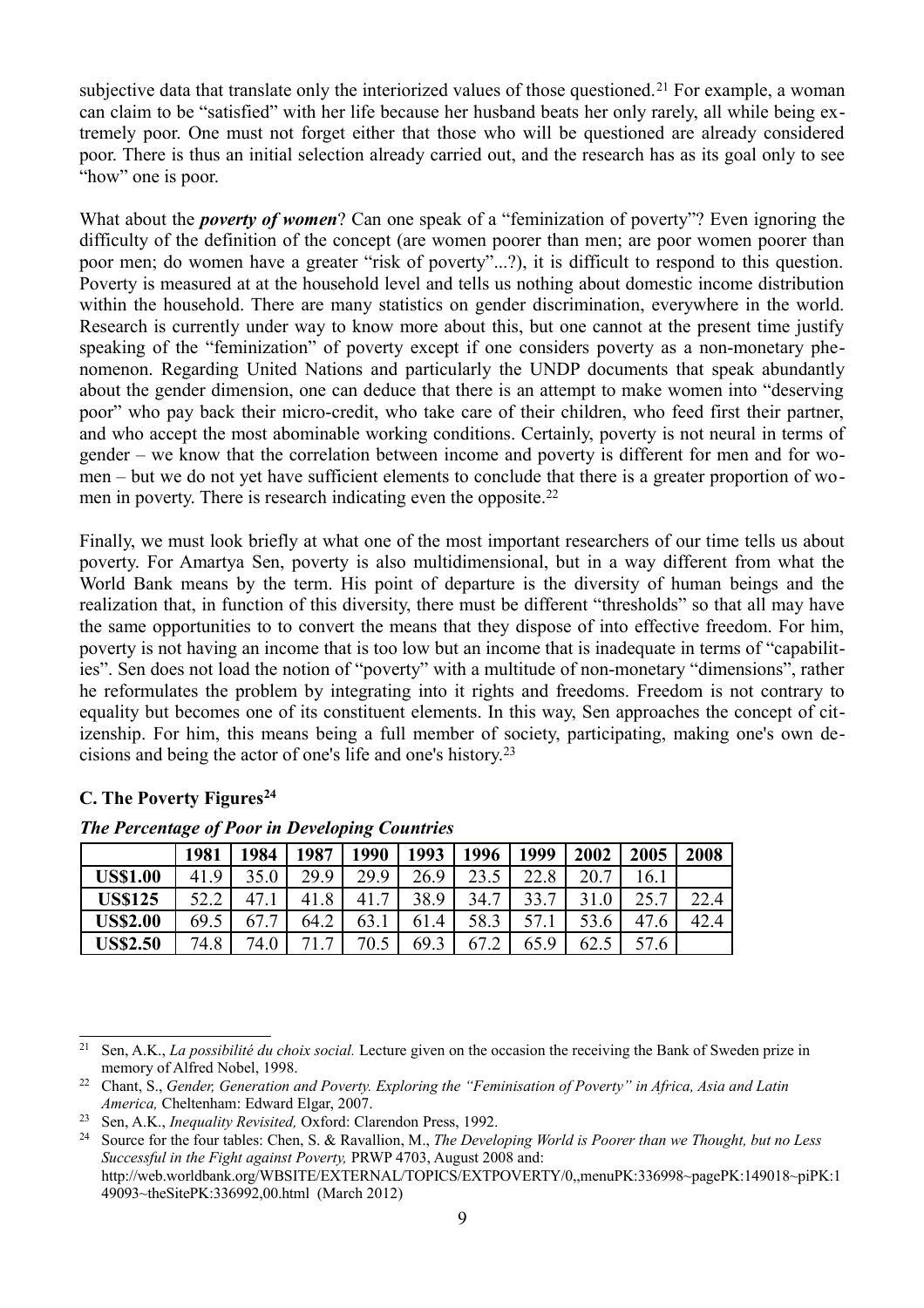subjective data that translate only the interiorized values of those questioned.[21] For example, a woman can claim to be "satisfied" with her life because her husband beats her only rarely, all while being extremely poor. One must not forget either that those who will be questioned are already considered poor. There is thus an initial selection already carried out, and the research has as its goal only to see "how" one is poor.

What about the ***poverty of women***? Can one speak of a "feminization of poverty"? Even ignoring the difficulty of the definition of the concept (are women poorer than men; are poor women poorer than poor men; do women have a greater "risk of poverty"...?), it is difficult to respond to this question. Poverty is measured at at the household level and tells us nothing about domestic income distribution within the household. There are many statistics on gender discrimination, everywhere in the world. Research is currently under way to know more about this, but one cannot at the present time justify speaking of the "feminization" of poverty except if one considers poverty as a non-monetary phenomenon. Regarding United Nations and particularly the UNDP documents that speak abundantly about the gender dimension, one can deduce that there is an attempt to make women into "deserving poor" who pay back their micro-credit, who take care of their children, who feed first their partner, and who accept the most abominable working conditions. Certainly, poverty is not neural in terms of gender – we know that the correlation between income and poverty is different for men and for women – but we do not yet have sufficient elements to conclude that there is a greater proportion of women in poverty. There is research indicating even the opposite.[22]

Finally, we must look briefly at what one of the most important researchers of our time tells us about poverty. For Amartya Sen, poverty is also multidimensional, but in a way different from what the World Bank means by the term. His point of departure is the diversity of human beings and the realization that, in function of this diversity, there must be different "thresholds" so that all may have the same opportunities to to convert the means that they dispose of into effective freedom. For him, poverty is not having an income that is too low but an income that is inadequate in terms of "capabilities". Sen does not load the notion of "poverty" with a multitude of non-monetary "dimensions", rather he reformulates the problem by integrating into it rights and freedoms. Freedom is not contrary to equality but becomes one of its constituent elements. In this way, Sen approaches the concept of citizenship. For him, this means being a full member of society, participating, making one's own decisions and being the actor of one's life and one's history.[23]

### C. The Poverty Figures[24]

***The Percentage of Poor in Developing Countries***

| | 1981 | 1984 | 1987 | 1990 | 1993 | 1996 | 1999 | 2002 | 2005 | 2008 |
|---|---|---|---|---|---|---|---|---|---|---|
| **US$1.00** | 41.9 | 35.0 | 29.9 | 29.9 | 26.9 | 23.5 | 22.8 | 20.7 | 16.1 | |
| **US$125** | 52.2 | 47.1 | 41.8 | 41.7 | 38.9 | 34.7 | 33.7 | 31.0 | 25.7 | 22.4 |
| **US$2.00** | 69.5 | 67.7 | 64.2 | 63.1 | 61.4 | 58.3 | 57.1 | 53.6 | 47.6 | 42.4 |
| **US$2.50** | 74.8 | 74.0 | 71.7 | 70.5 | 69.3 | 67.2 | 65.9 | 62.5 | 57.6 | |

---

[21] Sen, A.K., *La possibilité du choix social.* Lecture given on the occasion the receiving the Bank of Sweden prize in memory of Alfred Nobel, 1998.

[22] Chant, S., *Gender, Generation and Poverty. Exploring the "Feminisation of Poverty" in Africa, Asia and Latin America,* Cheltenham: Edward Elgar, 2007.

[23] Sen, A.K., *Inequality Revisited,* Oxford: Clarendon Press, 1992.

[24] Source for the four tables: Chen, S. & Ravallion, M., *The Developing World is Poorer than we Thought, but no Less Successful in the Fight against Poverty,* PRWP 4703, August 2008 and: http://web.worldbank.org/WBSITE/EXTERNAL/TOPICS/EXTPOVERTY/0,,menuPK:336998~pagePK:149018~piPK:149093~theSitePK:336992,00.html (March 2012)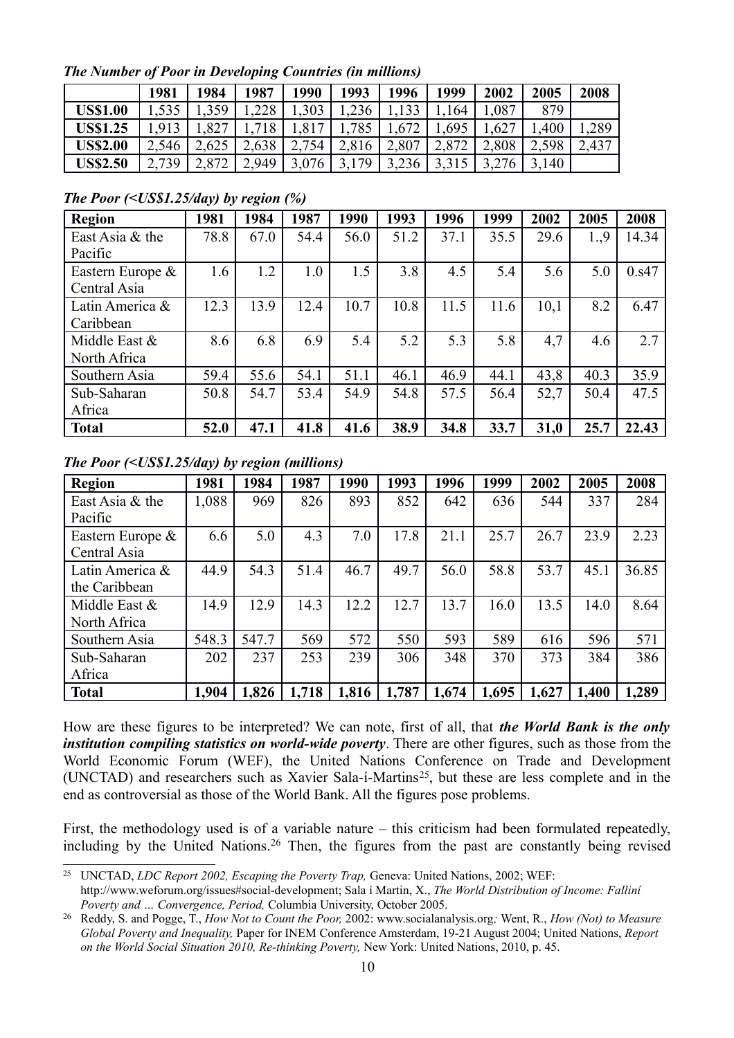***The Number of Poor in Developing Countries (in millions)***

| | 1981 | 1984 | 1987 | 1990 | 1993 | 1996 | 1999 | 2002 | 2005 | 2008 |
|---|---|---|---|---|---|---|---|---|---|---|
| **US$1.00** | 1,535 | 1,359 | 1,228 | 1,303 | 1,236 | 1,133 | 1,164 | 1,087 | 879 | |
| **US$1.25** | 1,913 | 1,827 | 1,718 | 1,817 | 1,785 | 1,672 | 1,695 | 1,627 | 1,400 | 1,289 |
| **US$2.00** | 2,546 | 2,625 | 2,638 | 2,754 | 2,816 | 2,807 | 2,872 | 2,808 | 2,598 | 2,437 |
| **US$2.50** | 2,739 | 2,872 | 2,949 | 3,076 | 3,179 | 3,236 | 3,315 | 3,276 | 3,140 | |

***The Poor (<US$1.25/day) by region (%)***

| **Region** | **1981** | **1984** | **1987** | **1990** | **1993** | **1996** | **1999** | **2002** | **2005** | **2008** |
|---|---|---|---|---|---|---|---|---|---|---|
| East Asia & the Pacific | 78.8 | 67.0 | 54.4 | 56.0 | 51.2 | 37.1 | 35.5 | 29.6 | 1.,9 | 14.34 |
| Eastern Europe & Central Asia | 1.6 | 1.2 | 1.0 | 1.5 | 3.8 | 4.5 | 5.4 | 5.6 | 5.0 | 0.s47 |
| Latin America & Caribbean | 12.3 | 13.9 | 12.4 | 10.7 | 10.8 | 11.5 | 11.6 | 10,1 | 8.2 | 6.47 |
| Middle East & North Africa | 8.6 | 6.8 | 6.9 | 5.4 | 5.2 | 5.3 | 5.8 | 4,7 | 4.6 | 2.7 |
| Southern Asia | 59.4 | 55.6 | 54.1 | 51.1 | 46.1 | 46.9 | 44.1 | 43,8 | 40.3 | 35.9 |
| Sub-Saharan Africa | 50.8 | 54.7 | 53.4 | 54.9 | 54.8 | 57.5 | 56.4 | 52,7 | 50.4 | 47.5 |
| **Total** | **52.0** | **47.1** | **41.8** | **41.6** | **38.9** | **34.8** | **33.7** | **31,0** | **25.7** | **22.43** |

***The Poor (<US$1.25/day) by region (millions)***

| **Region** | **1981** | **1984** | **1987** | **1990** | **1993** | **1996** | **1999** | **2002** | **2005** | **2008** |
|---|---|---|---|---|---|---|---|---|---|---|
| East Asia & the Pacific | 1,088 | 969 | 826 | 893 | 852 | 642 | 636 | 544 | 337 | 284 |
| Eastern Europe & Central Asia | 6.6 | 5.0 | 4.3 | 7.0 | 17.8 | 21.1 | 25.7 | 26.7 | 23.9 | 2.23 |
| Latin America & the Caribbean | 44.9 | 54.3 | 51.4 | 46.7 | 49.7 | 56.0 | 58.8 | 53.7 | 45.1 | 36.85 |
| Middle East & North Africa | 14.9 | 12.9 | 14.3 | 12.2 | 12.7 | 13.7 | 16.0 | 13.5 | 14.0 | 8.64 |
| Southern Asia | 548.3 | 547.7 | 569 | 572 | 550 | 593 | 589 | 616 | 596 | 571 |
| Sub-Saharan Africa | 202 | 237 | 253 | 239 | 306 | 348 | 370 | 373 | 384 | 386 |
| **Total** | **1,904** | **1,826** | **1,718** | **1,816** | **1,787** | **1,674** | **1,695** | **1,627** | **1,400** | **1,289** |

How are these figures to be interpreted? We can note, first of all, that ***the World Bank is the only institution compiling statistics on world-wide poverty***. There are other figures, such as those from the World Economic Forum (WEF), the United Nations Conference on Trade and Development (UNCTAD) and researchers such as Xavier Sala-í-Martins[25], but these are less complete and in the end as controversial as those of the World Bank. All the figures pose problems.

First, the methodology used is of a variable nature – this criticism had been formulated repeatedly, including by the United Nations.[26] Then, the figures from the past are constantly being revised

[25] UNCTAD, *LDC Report 2002, Escaping the Poverty Trap,* Geneva: United Nations, 2002; WEF: http://www.weforum.org/issues#social-development; Sala í Martin, X., *The World Distribution of Income: Fallin*í *Poverty and … Convergence, Period,* Columbia University, October 2005.

[26] Reddy, S. and Pogge, T., *How Not to Count the Poor,* 2002: www.socialanalysis.org*;* Went, R., *How (Not) to Measure Global Poverty and Inequality,* Paper for INEM Conference Amsterdam, 19-21 August 2004; United Nations, *Report on the World Social Situation 2010, Re-thinking Poverty,* New York: United Nations, 2010, p. 45.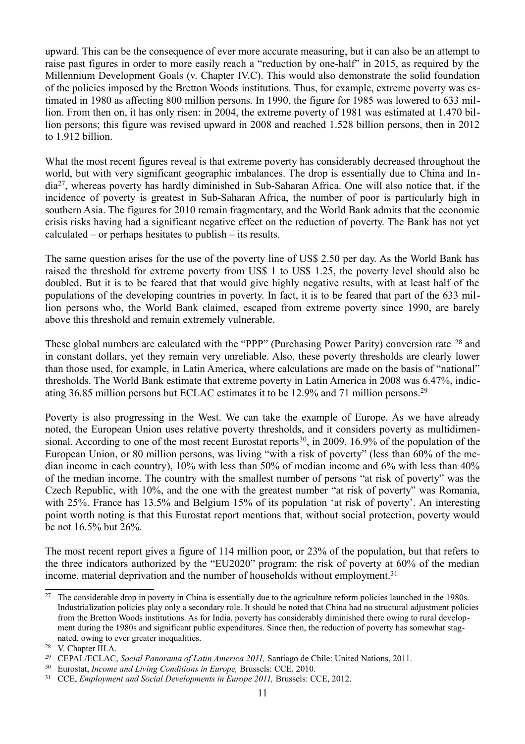upward. This can be the consequence of ever more accurate measuring, but it can also be an attempt to raise past figures in order to more easily reach a "reduction by one-half" in 2015, as required by the Millennium Development Goals (v. Chapter IV.C). This would also demonstrate the solid foundation of the policies imposed by the Bretton Woods institutions. Thus, for example, extreme poverty was estimated in 1980 as affecting 800 million persons. In 1990, the figure for 1985 was lowered to 633 million. From then on, it has only risen: in 2004, the extreme poverty of 1981 was estimated at 1.470 billion persons; this figure was revised upward in 2008 and reached 1.528 billion persons, then in 2012 to 1.912 billion.

What the most recent figures reveal is that extreme poverty has considerably decreased throughout the world, but with very significant geographic imbalances. The drop is essentially due to China and India[27], whereas poverty has hardly diminished in Sub-Saharan Africa. One will also notice that, if the incidence of poverty is greatest in Sub-Saharan Africa, the number of poor is particularly high in southern Asia. The figures for 2010 remain fragmentary, and the World Bank admits that the economic crisis risks having had a significant negative effect on the reduction of poverty. The Bank has not yet calculated – or perhaps hesitates to publish – its results.

The same question arises for the use of the poverty line of US$ 2.50 per day. As the World Bank has raised the threshold for extreme poverty from US$ 1 to US$ 1.25, the poverty level should also be doubled. But it is to be feared that that would give highly negative results, with at least half of the populations of the developing countries in poverty. In fact, it is to be feared that part of the 633 million persons who, the World Bank claimed, escaped from extreme poverty since 1990, are barely above this threshold and remain extremely vulnerable.

These global numbers are calculated with the "PPP" (Purchasing Power Parity) conversion rate [28] and in constant dollars, yet they remain very unreliable. Also, these poverty thresholds are clearly lower than those used, for example, in Latin America, where calculations are made on the basis of "national" thresholds. The World Bank estimate that extreme poverty in Latin America in 2008 was 6.47%, indicating 36.85 million persons but ECLAC estimates it to be 12.9% and 71 million persons.[29]

Poverty is also progressing in the West. We can take the example of Europe. As we have already noted, the European Union uses relative poverty thresholds, and it considers poverty as multidimensional. According to one of the most recent Eurostat reports[30], in 2009, 16.9% of the population of the European Union, or 80 million persons, was living "with a risk of poverty" (less than 60% of the median income in each country), 10% with less than 50% of median income and 6% with less than 40% of the median income. The country with the smallest number of persons "at risk of poverty" was the Czech Republic, with 10%, and the one with the greatest number "at risk of poverty" was Romania, with 25%. France has 13.5% and Belgium 15% of its population 'at risk of poverty'. An interesting point worth noting is that this Eurostat report mentions that, without social protection, poverty would be not 16.5% but 26%.

The most recent report gives a figure of 114 million poor, or 23% of the population, but that refers to the three indicators authorized by the "EU2020" program: the risk of poverty at 60% of the median income, material deprivation and the number of households without employment.[31]

---

[27] The considerable drop in poverty in China is essentially due to the agriculture reform policies launched in the 1980s. Industrialization policies play only a secondary role. It should be noted that China had no structural adjustment policies from the Bretton Woods institutions. As for India, poverty has considerably diminished there owing to rural development during the 1980s and significant public expenditures. Since then, the reduction of poverty has somewhat stagnated, owing to ever greater inequalities.

[28] V. Chapter III.A.

[29] CEPAL/ECLAC, *Social Panorama of Latin America 2011,* Santiago de Chile: United Nations, 2011.

[30] Eurostat, *Income and Living Conditions in Europe,* Brussels: CCE, 2010.

[31] CCE, *Employment and Social Developments in Europe 2011,* Brussels: CCE, 2012.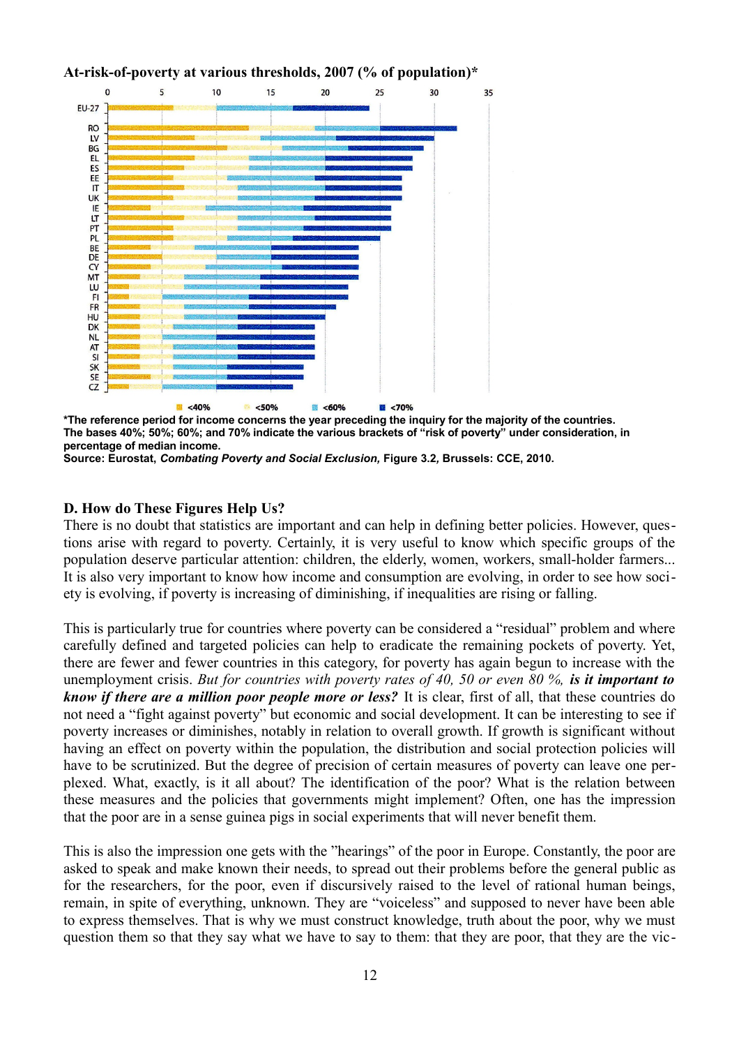**At-risk-of-poverty at various thresholds, 2007 (% of population)***

*The reference period for income concerns the year preceding the inquiry for the majority of the countries. The bases 40%; 50%; 60%; and 70% indicate the various brackets of "risk of poverty" under consideration, in percentage of median income.
Source: Eurostat, *Combating Poverty and Social Exclusion,* Figure 3.2*,* Brussels: CCE, 2010.

## D. How do These Figures Help Us?

There is no doubt that statistics are important and can help in defining better policies. However, questions arise with regard to poverty. Certainly, it is very useful to know which specific groups of the population deserve particular attention: children, the elderly, women, workers, small-holder farmers... It is also very important to know how income and consumption are evolving, in order to see how society is evolving, if poverty is increasing of diminishing, if inequalities are rising or falling.

This is particularly true for countries where poverty can be considered a "residual" problem and where carefully defined and targeted policies can help to eradicate the remaining pockets of poverty. Yet, there are fewer and fewer countries in this category, for poverty has again begun to increase with the unemployment crisis. *But for countries with poverty rates of 40, 50 or even 80 %,* ***is it important to know if there are a million poor people more or less?*** It is clear, first of all, that these countries do not need a "fight against poverty" but economic and social development. It can be interesting to see if poverty increases or diminishes, notably in relation to overall growth. If growth is significant without having an effect on poverty within the population, the distribution and social protection policies will have to be scrutinized. But the degree of precision of certain measures of poverty can leave one perplexed. What, exactly, is it all about? The identification of the poor? What is the relation between these measures and the policies that governments might implement? Often, one has the impression that the poor are in a sense guinea pigs in social experiments that will never benefit them.

This is also the impression one gets with the "hearings" of the poor in Europe. Constantly, the poor are asked to speak and make known their needs, to spread out their problems before the general public as for the researchers, for the poor, even if discursively raised to the level of rational human beings, remain, in spite of everything, unknown. They are "voiceless" and supposed to never have been able to express themselves. That is why we must construct knowledge, truth about the poor, why we must question them so that they say what we have to say to them: that they are poor, that they are the vic-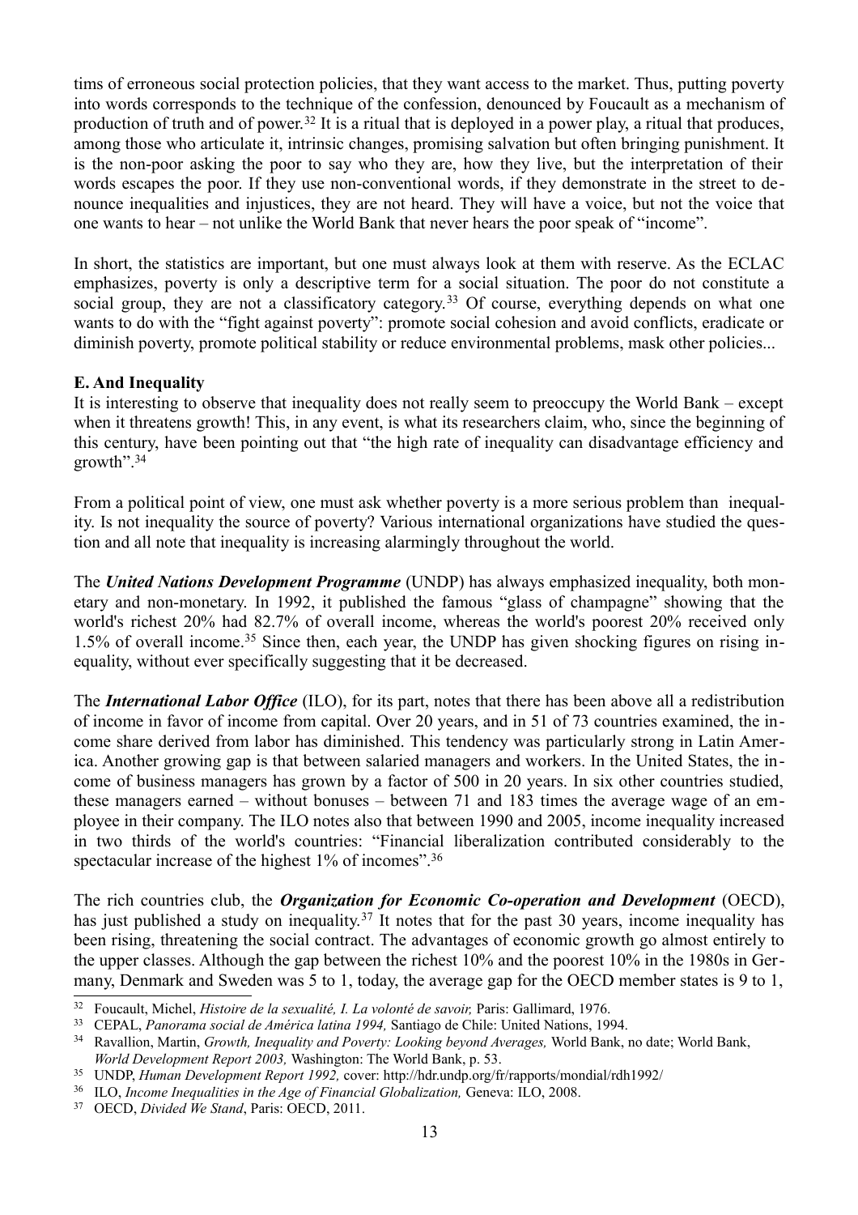tims of erroneous social protection policies, that they want access to the market. Thus, putting poverty into words corresponds to the technique of the confession, denounced by Foucault as a mechanism of production of truth and of power.[32] It is a ritual that is deployed in a power play, a ritual that produces, among those who articulate it, intrinsic changes, promising salvation but often bringing punishment. It is the non-poor asking the poor to say who they are, how they live, but the interpretation of their words escapes the poor. If they use non-conventional words, if they demonstrate in the street to denounce inequalities and injustices, they are not heard. They will have a voice, but not the voice that one wants to hear – not unlike the World Bank that never hears the poor speak of "income".

In short, the statistics are important, but one must always look at them with reserve. As the ECLAC emphasizes, poverty is only a descriptive term for a social situation. The poor do not constitute a social group, they are not a classificatory category.[33] Of course, everything depends on what one wants to do with the "fight against poverty": promote social cohesion and avoid conflicts, eradicate or diminish poverty, promote political stability or reduce environmental problems, mask other policies...

### E. And Inequality

It is interesting to observe that inequality does not really seem to preoccupy the World Bank – except when it threatens growth! This, in any event, is what its researchers claim, who, since the beginning of this century, have been pointing out that "the high rate of inequality can disadvantage efficiency and growth".[34]

From a political point of view, one must ask whether poverty is a more serious problem than inequality. Is not inequality the source of poverty? Various international organizations have studied the question and all note that inequality is increasing alarmingly throughout the world.

The ***United Nations Development Programme*** (UNDP) has always emphasized inequality, both monetary and non-monetary. In 1992, it published the famous "glass of champagne" showing that the world's richest 20% had 82.7% of overall income, whereas the world's poorest 20% received only 1.5% of overall income.[35] Since then, each year, the UNDP has given shocking figures on rising inequality, without ever specifically suggesting that it be decreased.

The ***International Labor Office*** (ILO), for its part, notes that there has been above all a redistribution of income in favor of income from capital. Over 20 years, and in 51 of 73 countries examined, the income share derived from labor has diminished. This tendency was particularly strong in Latin America. Another growing gap is that between salaried managers and workers. In the United States, the income of business managers has grown by a factor of 500 in 20 years. In six other countries studied, these managers earned – without bonuses – between 71 and 183 times the average wage of an employee in their company. The ILO notes also that between 1990 and 2005, income inequality increased in two thirds of the world's countries: "Financial liberalization contributed considerably to the spectacular increase of the highest 1% of incomes".[36]

The rich countries club, the ***Organization for Economic Co-operation and Development*** (OECD), has just published a study on inequality.[37] It notes that for the past 30 years, income inequality has been rising, threatening the social contract. The advantages of economic growth go almost entirely to the upper classes. Although the gap between the richest 10% and the poorest 10% in the 1980s in Germany, Denmark and Sweden was 5 to 1, today, the average gap for the OECD member states is 9 to 1,

---

[32] Foucault, Michel, *Histoire de la sexualité, I. La volonté de savoir,* Paris: Gallimard, 1976.

[33] CEPAL, *Panorama social de América latina 1994,* Santiago de Chile: United Nations, 1994.

[34] Ravallion, Martin, *Growth, Inequality and Poverty: Looking beyond Averages,* World Bank, no date; World Bank, *World Development Report 2003,* Washington: The World Bank, p. 53.

[35] UNDP, *Human Development Report 1992,* cover: http://hdr.undp.org/fr/rapports/mondial/rdh1992/

[36] ILO, *Income Inequalities in the Age of Financial Globalization,* Geneva: ILO, 2008.

[37] OECD, *Divided We Stand*, Paris: OECD, 2011.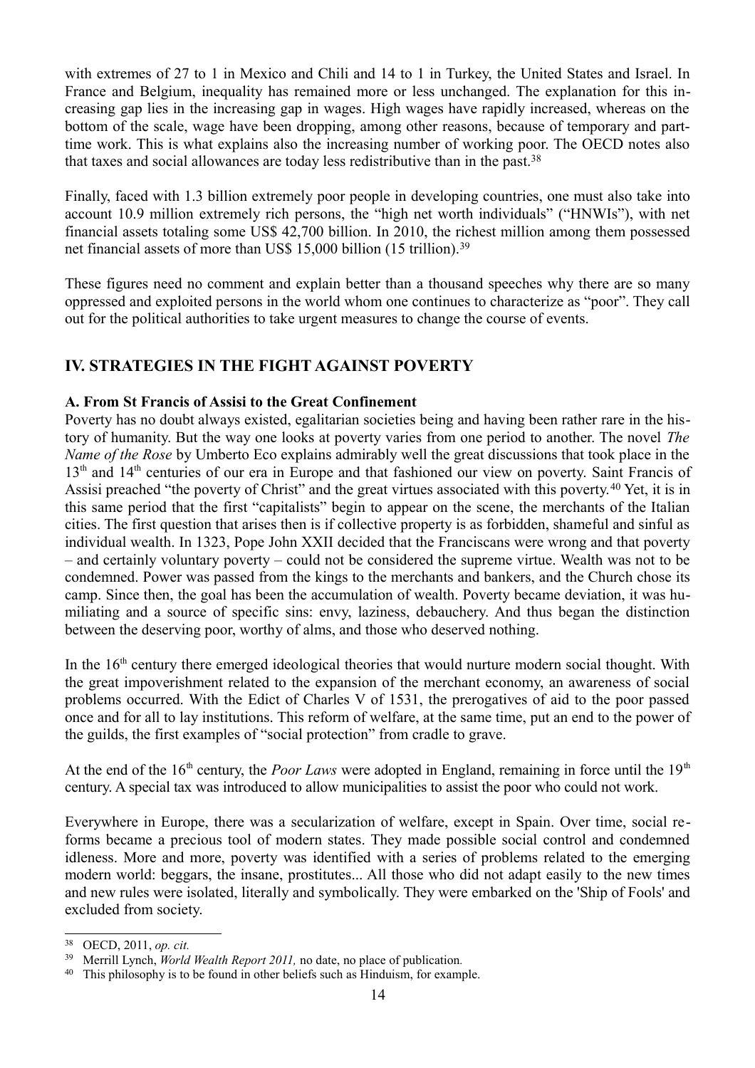with extremes of 27 to 1 in Mexico and Chili and 14 to 1 in Turkey, the United States and Israel. In France and Belgium, inequality has remained more or less unchanged. The explanation for this increasing gap lies in the increasing gap in wages. High wages have rapidly increased, whereas on the bottom of the scale, wage have been dropping, among other reasons, because of temporary and part-time work. This is what explains also the increasing number of working poor. The OECD notes also that taxes and social allowances are today less redistributive than in the past.[38]

Finally, faced with 1.3 billion extremely poor people in developing countries, one must also take into account 10.9 million extremely rich persons, the "high net worth individuals" ("HNWIs"), with net financial assets totaling some US$ 42,700 billion. In 2010, the richest million among them possessed net financial assets of more than US$ 15,000 billion (15 trillion).[39]

These figures need no comment and explain better than a thousand speeches why there are so many oppressed and exploited persons in the world whom one continues to characterize as "poor". They call out for the political authorities to take urgent measures to change the course of events.

## IV. STRATEGIES IN THE FIGHT AGAINST POVERTY

### A. From St Francis of Assisi to the Great Confinement

Poverty has no doubt always existed, egalitarian societies being and having been rather rare in the history of humanity. But the way one looks at poverty varies from one period to another. The novel *The Name of the Rose* by Umberto Eco explains admirably well the great discussions that took place in the 13th and 14th centuries of our era in Europe and that fashioned our view on poverty. Saint Francis of Assisi preached "the poverty of Christ" and the great virtues associated with this poverty.[40] Yet, it is in this same period that the first "capitalists" begin to appear on the scene, the merchants of the Italian cities. The first question that arises then is if collective property is as forbidden, shameful and sinful as individual wealth. In 1323, Pope John XXII decided that the Franciscans were wrong and that poverty – and certainly voluntary poverty – could not be considered the supreme virtue. Wealth was not to be condemned. Power was passed from the kings to the merchants and bankers, and the Church chose its camp. Since then, the goal has been the accumulation of wealth. Poverty became deviation, it was humiliating and a source of specific sins: envy, laziness, debauchery. And thus began the distinction between the deserving poor, worthy of alms, and those who deserved nothing.

In the 16th century there emerged ideological theories that would nurture modern social thought. With the great impoverishment related to the expansion of the merchant economy, an awareness of social problems occurred. With the Edict of Charles V of 1531, the prerogatives of aid to the poor passed once and for all to lay institutions. This reform of welfare, at the same time, put an end to the power of the guilds, the first examples of "social protection" from cradle to grave.

At the end of the 16th century, the *Poor Laws* were adopted in England, remaining in force until the 19th century. A special tax was introduced to allow municipalities to assist the poor who could not work.

Everywhere in Europe, there was a secularization of welfare, except in Spain. Over time, social reforms became a precious tool of modern states. They made possible social control and condemned idleness. More and more, poverty was identified with a series of problems related to the emerging modern world: beggars, the insane, prostitutes... All those who did not adapt easily to the new times and new rules were isolated, literally and symbolically. They were embarked on the 'Ship of Fools' and excluded from society.

---

[38] OECD, 2011, *op. cit.*

[39] Merrill Lynch, *World Wealth Report 2011,* no date, no place of publication.

[40] This philosophy is to be found in other beliefs such as Hinduism, for example.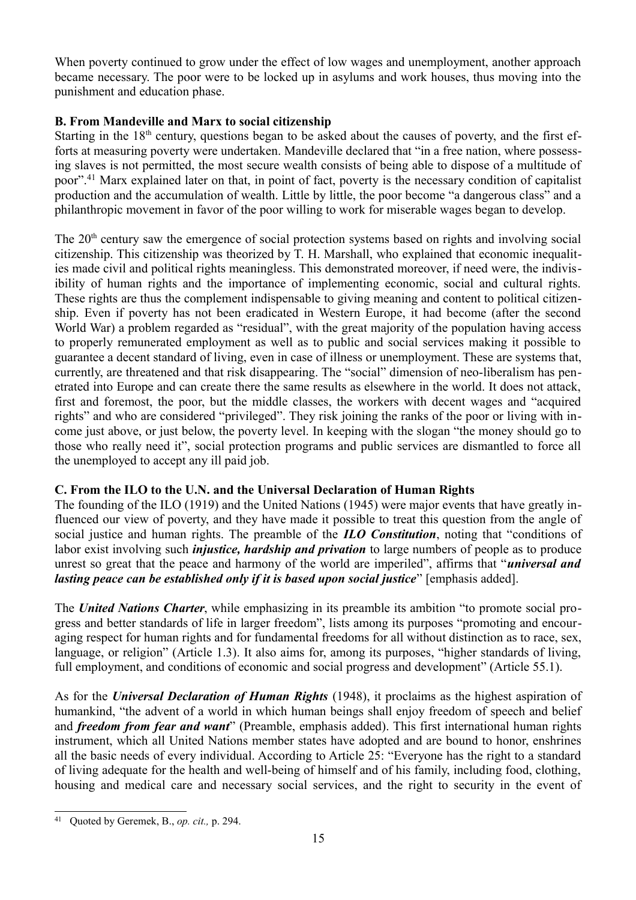When poverty continued to grow under the effect of low wages and unemployment, another approach became necessary. The poor were to be locked up in asylums and work houses, thus moving into the punishment and education phase.

### B. From Mandeville and Marx to social citizenship

Starting in the 18th century, questions began to be asked about the causes of poverty, and the first efforts at measuring poverty were undertaken. Mandeville declared that "in a free nation, where possessing slaves is not permitted, the most secure wealth consists of being able to dispose of a multitude of poor".[41] Marx explained later on that, in point of fact, poverty is the necessary condition of capitalist production and the accumulation of wealth. Little by little, the poor become "a dangerous class" and a philanthropic movement in favor of the poor willing to work for miserable wages began to develop.

The 20th century saw the emergence of social protection systems based on rights and involving social citizenship. This citizenship was theorized by T. H. Marshall, who explained that economic inequalities made civil and political rights meaningless. This demonstrated moreover, if need were, the indivisibility of human rights and the importance of implementing economic, social and cultural rights. These rights are thus the complement indispensable to giving meaning and content to political citizenship. Even if poverty has not been eradicated in Western Europe, it had become (after the second World War) a problem regarded as "residual", with the great majority of the population having access to properly remunerated employment as well as to public and social services making it possible to guarantee a decent standard of living, even in case of illness or unemployment. These are systems that, currently, are threatened and that risk disappearing. The "social" dimension of neo-liberalism has penetrated into Europe and can create there the same results as elsewhere in the world. It does not attack, first and foremost, the poor, but the middle classes, the workers with decent wages and "acquired rights" and who are considered "privileged". They risk joining the ranks of the poor or living with income just above, or just below, the poverty level. In keeping with the slogan "the money should go to those who really need it", social protection programs and public services are dismantled to force all the unemployed to accept any ill paid job.

### C. From the ILO to the U.N. and the Universal Declaration of Human Rights

The founding of the ILO (1919) and the United Nations (1945) were major events that have greatly influenced our view of poverty, and they have made it possible to treat this question from the angle of social justice and human rights. The preamble of the ***ILO Constitution***, noting that "conditions of labor exist involving such ***injustice, hardship and privation*** to large numbers of people as to produce unrest so great that the peace and harmony of the world are imperiled", affirms that "***universal and lasting peace can be established only if it is based upon social justice***" [emphasis added].

The ***United Nations Charter***, while emphasizing in its preamble its ambition "to promote social progress and better standards of life in larger freedom", lists among its purposes "promoting and encouraging respect for human rights and for fundamental freedoms for all without distinction as to race, sex, language, or religion" (Article 1.3). It also aims for, among its purposes, "higher standards of living, full employment, and conditions of economic and social progress and development" (Article 55.1).

As for the ***Universal Declaration of Human Rights*** (1948), it proclaims as the highest aspiration of humankind, "the advent of a world in which human beings shall enjoy freedom of speech and belief and ***freedom from fear and want***" (Preamble, emphasis added). This first international human rights instrument, which all United Nations member states have adopted and are bound to honor, enshrines all the basic needs of every individual. According to Article 25: "Everyone has the right to a standard of living adequate for the health and well-being of himself and of his family, including food, clothing, housing and medical care and necessary social services, and the right to security in the event of

---

[41] Quoted by Geremek, B., *op. cit.,* p. 294.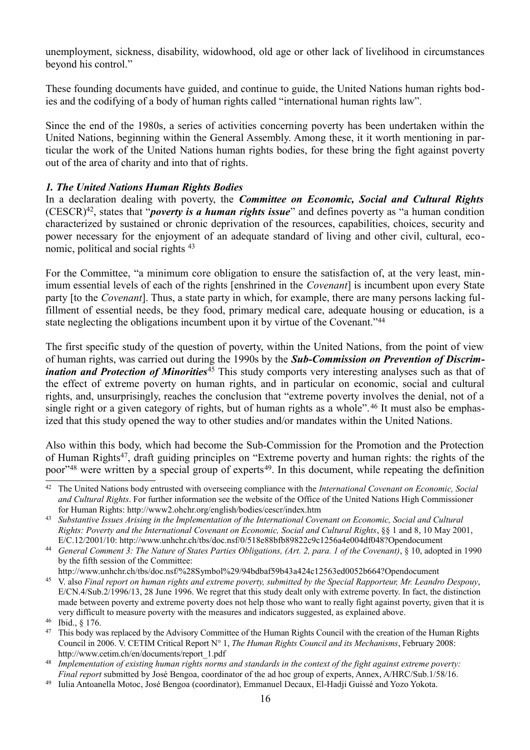unemployment, sickness, disability, widowhood, old age or other lack of livelihood in circumstances beyond his control."

These founding documents have guided, and continue to guide, the United Nations human rights bodies and the codifying of a body of human rights called "international human rights law".

Since the end of the 1980s, a series of activities concerning poverty has been undertaken within the United Nations, beginning within the General Assembly. Among these, it it worth mentioning in particular the work of the United Nations human rights bodies, for these bring the fight against poverty out of the area of charity and into that of rights.

### *1. The United Nations Human Rights Bodies*

In a declaration dealing with poverty, the ***Committee on Economic, Social and Cultural Rights*** (CESCR)[42], states that "***poverty is a human rights issue***" and defines poverty as "a human condition characterized by sustained or chronic deprivation of the resources, capabilities, choices, security and power necessary for the enjoyment of an adequate standard of living and other civil, cultural, economic, political and social rights [43]

For the Committee, "a minimum core obligation to ensure the satisfaction of, at the very least, minimum essential levels of each of the rights [enshrined in the *Covenant*] is incumbent upon every State party [to the *Covenant*]. Thus, a state party in which, for example, there are many persons lacking fulfillment of essential needs, be they food, primary medical care, adequate housing or education, is a state neglecting the obligations incumbent upon it by virtue of the Covenant."[44]

The first specific study of the question of poverty, within the United Nations, from the point of view of human rights, was carried out during the 1990s by the ***Sub-Commission on Prevention of Discrimination and Protection of Minorities***[45] This study comports very interesting analyses such as that of the effect of extreme poverty on human rights, and in particular on economic, social and cultural rights, and, unsurprisingly, reaches the conclusion that "extreme poverty involves the denial, not of a single right or a given category of rights, but of human rights as a whole".[46] It must also be emphasized that this study opened the way to other studies and/or mandates within the United Nations.

Also within this body, which had become the Sub-Commission for the Promotion and the Protection of Human Rights[47], draft guiding principles on "Extreme poverty and human rights: the rights of the poor"[48] were written by a special group of experts[49]. In this document, while repeating the definition

---

[42] The United Nations body entrusted with overseeing compliance with the *International Covenant on Economic, Social and Cultural Rights*. For further information see the website of the Office of the United Nations High Commissioner for Human Rights: http://www2.ohchr.org/english/bodies/cescr/index.htm

[43] *Substantive Issues Arising in the Implementation of the International Covenant on Economic, Social and Cultural Rights: Poverty and the International Covenant on Economic, Social and Cultural Rights*, §§ 1 and 8, 10 May 2001, E/C.12/2001/10: http://www.unhchr.ch/tbs/doc.nsf/0/518e88bfb89822c9c1256a4e004df048?Opendocument

[44] *General Comment 3: The Nature of States Parties Obligations, (Art. 2, para. 1 of the Covenant)*, § 10, adopted in 1990 by the fifth session of the Committee: http://www.unhchr.ch/tbs/doc.nsf/%28Symbol%29/94bdbaf59b43a424c12563ed0052b664?Opendocument

[45] V. also *Final report on human rights and extreme poverty, submitted by the Special Rapporteur, Mr. Leandro Despouy*, E/CN.4/Sub.2/1996/13, 28 June 1996. We regret that this study dealt only with extreme poverty. In fact, the distinction made between poverty and extreme poverty does not help those who want to really fight against poverty, given that it is very difficult to measure poverty with the measures and indicators suggested, as explained above.

[46] Ibid., § 176.

[47] This body was replaced by the Advisory Committee of the Human Rights Council with the creation of the Human Rights Council in 2006. V. CETIM Critical Report N° 1, *The Human Rights Council and its Mechanisms*, February 2008: http://www.cetim.ch/en/documents/report_1.pdf

[48] *Implementation of existing human rights norms and standards in the context of the fight against extreme poverty: Final report* submitted by José Bengoa, coordinator of the ad hoc group of experts, Annex, A/HRC/Sub.1/58/16.

[49] Iulia Antoanella Motoc, José Bengoa (coordinator), Emmanuel Decaux, El-Hadji Guissé and Yozo Yokota.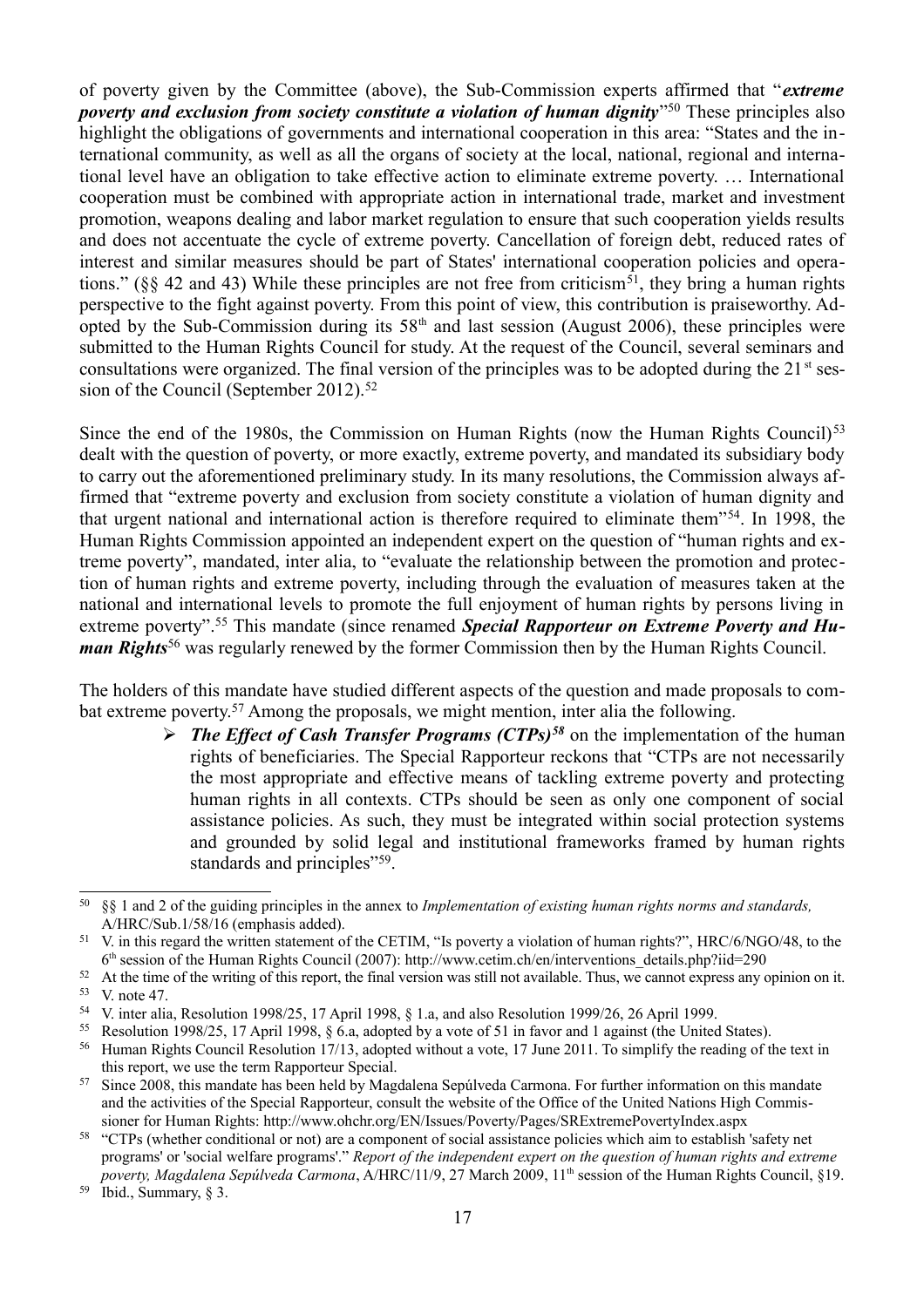of poverty given by the Committee (above), the Sub-Commission experts affirmed that "***extreme poverty and exclusion from society constitute a violation of human dignity***"[50] These principles also highlight the obligations of governments and international cooperation in this area: "States and the international community, as well as all the organs of society at the local, national, regional and international level have an obligation to take effective action to eliminate extreme poverty. … International cooperation must be combined with appropriate action in international trade, market and investment promotion, weapons dealing and labor market regulation to ensure that such cooperation yields results and does not accentuate the cycle of extreme poverty. Cancellation of foreign debt, reduced rates of interest and similar measures should be part of States' international cooperation policies and operations." (§§ 42 and 43) While these principles are not free from criticism[51], they bring a human rights perspective to the fight against poverty. From this point of view, this contribution is praiseworthy. Adopted by the Sub-Commission during its 58th and last session (August 2006), these principles were submitted to the Human Rights Council for study. At the request of the Council, several seminars and consultations were organized. The final version of the principles was to be adopted during the 21st session of the Council (September 2012).[52]

Since the end of the 1980s, the Commission on Human Rights (now the Human Rights Council)[53] dealt with the question of poverty, or more exactly, extreme poverty, and mandated its subsidiary body to carry out the aforementioned preliminary study. In its many resolutions, the Commission always affirmed that "extreme poverty and exclusion from society constitute a violation of human dignity and that urgent national and international action is therefore required to eliminate them"[54]. In 1998, the Human Rights Commission appointed an independent expert on the question of "human rights and extreme poverty", mandated, inter alia, to "evaluate the relationship between the promotion and protection of human rights and extreme poverty, including through the evaluation of measures taken at the national and international levels to promote the full enjoyment of human rights by persons living in extreme poverty".[55] This mandate (since renamed ***Special Rapporteur on Extreme Poverty and Human Rights***[56] was regularly renewed by the former Commission then by the Human Rights Council.

The holders of this mandate have studied different aspects of the question and made proposals to combat extreme poverty.[57] Among the proposals, we might mention, inter alia the following.

- ***The Effect of Cash Transfer Programs (CTPs)***[58] on the implementation of the human rights of beneficiaries. The Special Rapporteur reckons that "CTPs are not necessarily the most appropriate and effective means of tackling extreme poverty and protecting human rights in all contexts. CTPs should be seen as only one component of social assistance policies. As such, they must be integrated within social protection systems and grounded by solid legal and institutional frameworks framed by human rights standards and principles"[59].

---

[50] §§ 1 and 2 of the guiding principles in the annex to *Implementation of existing human rights norms and standards,* A/HRC/Sub.1/58/16 (emphasis added).

[51] V. in this regard the written statement of the CETIM, "Is poverty a violation of human rights?", HRC/6/NGO/48, to the 6th session of the Human Rights Council (2007): http://www.cetim.ch/en/interventions_details.php?iid=290

[52] At the time of the writing of this report, the final version was still not available. Thus, we cannot express any opinion on it.

[53] V. note 47.

[54] V. inter alia, Resolution 1998/25, 17 April 1998, § 1.a, and also Resolution 1999/26, 26 April 1999.

[55] Resolution 1998/25, 17 April 1998, § 6.a, adopted by a vote of 51 in favor and 1 against (the United States).

[56] Human Rights Council Resolution 17/13, adopted without a vote, 17 June 2011. To simplify the reading of the text in this report, we use the term Rapporteur Special.

[57] Since 2008, this mandate has been held by Magdalena Sepúlveda Carmona. For further information on this mandate and the activities of the Special Rapporteur, consult the website of the Office of the United Nations High Commissioner for Human Rights: http://www.ohchr.org/EN/Issues/Poverty/Pages/SRExtremePovertyIndex.aspx

[58] "CTPs (whether conditional or not) are a component of social assistance policies which aim to establish 'safety net programs' or 'social welfare programs'." *Report of the independent expert on the question of human rights and extreme poverty, Magdalena Sepúlveda Carmona*, A/HRC/11/9, 27 March 2009, 11th session of the Human Rights Council, §19.

[59] Ibid., Summary, § 3.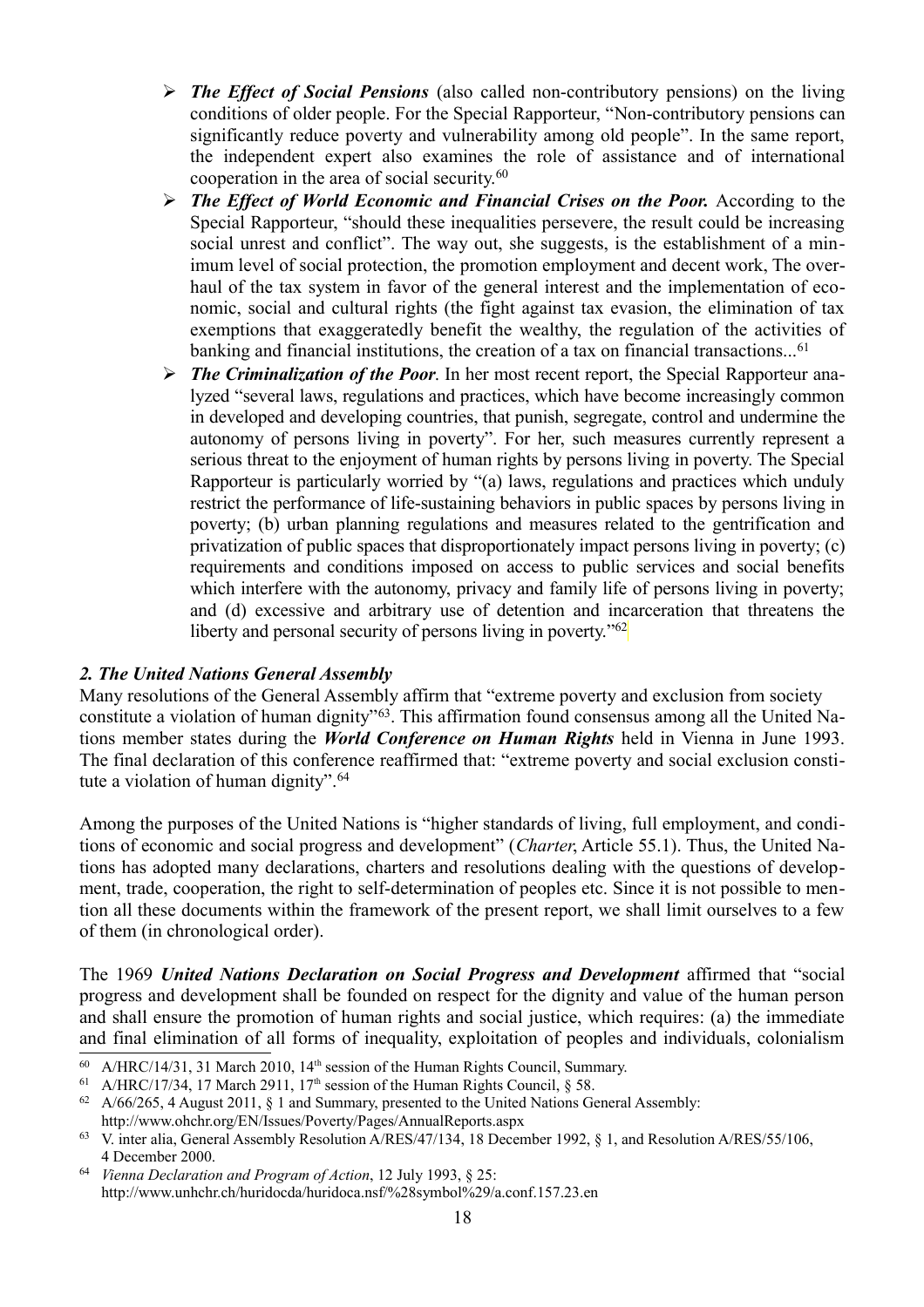- ***The Effect of Social Pensions*** (also called non-contributory pensions) on the living conditions of older people. For the Special Rapporteur, "Non-contributory pensions can significantly reduce poverty and vulnerability among old people". In the same report, the independent expert also examines the role of assistance and of international cooperation in the area of social security.[60]
- ***The Effect of World Economic and Financial Crises on the Poor.*** According to the Special Rapporteur, "should these inequalities persevere, the result could be increasing social unrest and conflict". The way out, she suggests, is the establishment of a minimum level of social protection, the promotion employment and decent work, The overhaul of the tax system in favor of the general interest and the implementation of economic, social and cultural rights (the fight against tax evasion, the elimination of tax exemptions that exaggeratedly benefit the wealthy, the regulation of the activities of banking and financial institutions, the creation of a tax on financial transactions...[61]
- ***The Criminalization of the Poor***. In her most recent report, the Special Rapporteur analyzed "several laws, regulations and practices, which have become increasingly common in developed and developing countries, that punish, segregate, control and undermine the autonomy of persons living in poverty". For her, such measures currently represent a serious threat to the enjoyment of human rights by persons living in poverty. The Special Rapporteur is particularly worried by "(a) laws, regulations and practices which unduly restrict the performance of life-sustaining behaviors in public spaces by persons living in poverty; (b) urban planning regulations and measures related to the gentrification and privatization of public spaces that disproportionately impact persons living in poverty; (c) requirements and conditions imposed on access to public services and social benefits which interfere with the autonomy, privacy and family life of persons living in poverty; and (d) excessive and arbitrary use of detention and incarceration that threatens the liberty and personal security of persons living in poverty."[62]

### *2. The United Nations General Assembly*

Many resolutions of the General Assembly affirm that "extreme poverty and exclusion from society constitute a violation of human dignity"[63]. This affirmation found consensus among all the United Nations member states during the ***World Conference on Human Rights*** held in Vienna in June 1993. The final declaration of this conference reaffirmed that: "extreme poverty and social exclusion constitute a violation of human dignity".[64]

Among the purposes of the United Nations is "higher standards of living, full employment, and conditions of economic and social progress and development" (*Charter*, Article 55.1). Thus, the United Nations has adopted many declarations, charters and resolutions dealing with the questions of development, trade, cooperation, the right to self-determination of peoples etc. Since it is not possible to mention all these documents within the framework of the present report, we shall limit ourselves to a few of them (in chronological order).

The 1969 ***United Nations Declaration on Social Progress and Development*** affirmed that "social progress and development shall be founded on respect for the dignity and value of the human person and shall ensure the promotion of human rights and social justice, which requires: (a) the immediate and final elimination of all forms of inequality, exploitation of peoples and individuals, colonialism

---

[60] A/HRC/14/31, 31 March 2010, 14th session of the Human Rights Council, Summary.

[61] A/HRC/17/34, 17 March 2911, 17th session of the Human Rights Council, § 58.

[62] A/66/265, 4 August 2011, § 1 and Summary, presented to the United Nations General Assembly: http://www.ohchr.org/EN/Issues/Poverty/Pages/AnnualReports.aspx

[63] V. inter alia, General Assembly Resolution A/RES/47/134, 18 December 1992, § 1, and Resolution A/RES/55/106, 4 December 2000.

[64] *Vienna Declaration and Program of Action*, 12 July 1993, § 25: http://www.unhchr.ch/huridocda/huridoca.nsf/%28symbol%29/a.conf.157.23.en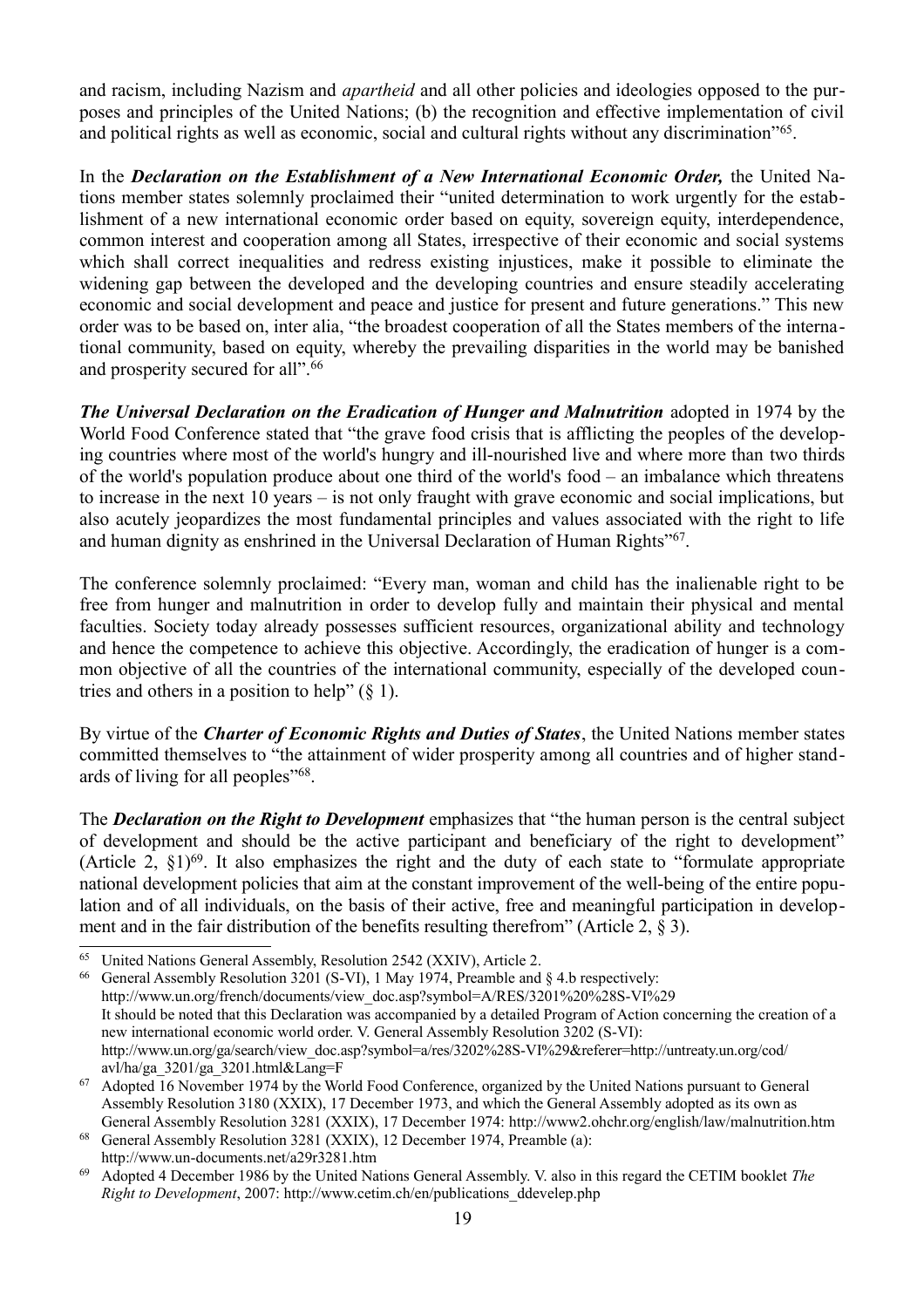and racism, including Nazism and *apartheid* and all other policies and ideologies opposed to the purposes and principles of the United Nations; (b) the recognition and effective implementation of civil and political rights as well as economic, social and cultural rights without any discrimination"[65].

In the ***Declaration on the Establishment of a New International Economic Order,*** the United Nations member states solemnly proclaimed their "united determination to work urgently for the establishment of a new international economic order based on equity, sovereign equity, interdependence, common interest and cooperation among all States, irrespective of their economic and social systems which shall correct inequalities and redress existing injustices, make it possible to eliminate the widening gap between the developed and the developing countries and ensure steadily accelerating economic and social development and peace and justice for present and future generations." This new order was to be based on, inter alia, "the broadest cooperation of all the States members of the international community, based on equity, whereby the prevailing disparities in the world may be banished and prosperity secured for all".[66]

***The Universal Declaration on the Eradication of Hunger and Malnutrition*** adopted in 1974 by the World Food Conference stated that "the grave food crisis that is afflicting the peoples of the developing countries where most of the world's hungry and ill-nourished live and where more than two thirds of the world's population produce about one third of the world's food – an imbalance which threatens to increase in the next 10 years – is not only fraught with grave economic and social implications, but also acutely jeopardizes the most fundamental principles and values associated with the right to life and human dignity as enshrined in the Universal Declaration of Human Rights"[67].

The conference solemnly proclaimed: "Every man, woman and child has the inalienable right to be free from hunger and malnutrition in order to develop fully and maintain their physical and mental faculties. Society today already possesses sufficient resources, organizational ability and technology and hence the competence to achieve this objective. Accordingly, the eradication of hunger is a common objective of all the countries of the international community, especially of the developed countries and others in a position to help" (§ 1).

By virtue of the ***Charter of Economic Rights and Duties of States***, the United Nations member states committed themselves to "the attainment of wider prosperity among all countries and of higher standards of living for all peoples"[68].

The ***Declaration on the Right to Development*** emphasizes that "the human person is the central subject of development and should be the active participant and beneficiary of the right to development" (Article 2, §1)[69]. It also emphasizes the right and the duty of each state to "formulate appropriate national development policies that aim at the constant improvement of the well-being of the entire population and of all individuals, on the basis of their active, free and meaningful participation in development and in the fair distribution of the benefits resulting therefrom" (Article 2, § 3).

---

[65] United Nations General Assembly, Resolution 2542 (XXIV), Article 2.

[66] General Assembly Resolution 3201 (S-VI), 1 May 1974, Preamble and § 4.b respectively: http://www.un.org/french/documents/view_doc.asp?symbol=A/RES/3201%20%28S-VI%29 It should be noted that this Declaration was accompanied by a detailed Program of Action concerning the creation of a new international economic world order. V. General Assembly Resolution 3202 (S-VI): http://www.un.org/ga/search/view_doc.asp?symbol=a/res/3202%28S-VI%29&referer=http://untreaty.un.org/cod/avl/ha/ga_3201/ga_3201.html&Lang=F

[67] Adopted 16 November 1974 by the World Food Conference, organized by the United Nations pursuant to General Assembly Resolution 3180 (XXIX), 17 December 1973, and which the General Assembly adopted as its own as General Assembly Resolution 3281 (XXIX), 17 December 1974: http://www2.ohchr.org/english/law/malnutrition.htm

[68] General Assembly Resolution 3281 (XXIX), 12 December 1974, Preamble (a): http://www.un-documents.net/a29r3281.htm

[69] Adopted 4 December 1986 by the United Nations General Assembly. V. also in this regard the CETIM booklet *The Right to Development*, 2007: http://www.cetim.ch/en/publications_ddevelep.php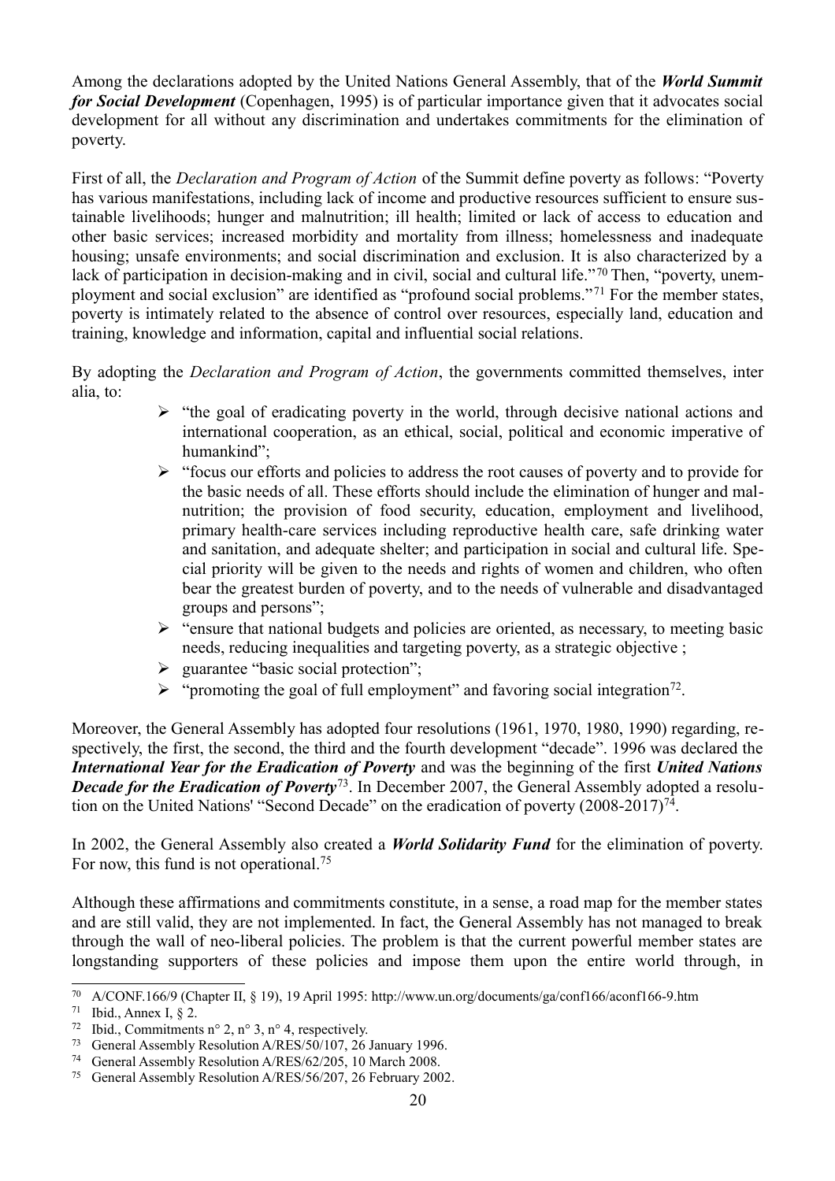Among the declarations adopted by the United Nations General Assembly, that of the ***World Summit for Social Development*** (Copenhagen, 1995) is of particular importance given that it advocates social development for all without any discrimination and undertakes commitments for the elimination of poverty.

First of all, the *Declaration and Program of Action* of the Summit define poverty as follows: "Poverty has various manifestations, including lack of income and productive resources sufficient to ensure sustainable livelihoods; hunger and malnutrition; ill health; limited or lack of access to education and other basic services; increased morbidity and mortality from illness; homelessness and inadequate housing; unsafe environments; and social discrimination and exclusion. It is also characterized by a lack of participation in decision-making and in civil, social and cultural life."[70] Then, "poverty, unemployment and social exclusion" are identified as "profound social problems."[71] For the member states, poverty is intimately related to the absence of control over resources, especially land, education and training, knowledge and information, capital and influential social relations.

By adopting the *Declaration and Program of Action*, the governments committed themselves, inter alia, to:

- "the goal of eradicating poverty in the world, through decisive national actions and international cooperation, as an ethical, social, political and economic imperative of humankind";
- "focus our efforts and policies to address the root causes of poverty and to provide for the basic needs of all. These efforts should include the elimination of hunger and malnutrition; the provision of food security, education, employment and livelihood, primary health-care services including reproductive health care, safe drinking water and sanitation, and adequate shelter; and participation in social and cultural life. Special priority will be given to the needs and rights of women and children, who often bear the greatest burden of poverty, and to the needs of vulnerable and disadvantaged groups and persons";
- "ensure that national budgets and policies are oriented, as necessary, to meeting basic needs, reducing inequalities and targeting poverty, as a strategic objective ;
- guarantee "basic social protection";
- "promoting the goal of full employment" and favoring social integration[72].

Moreover, the General Assembly has adopted four resolutions (1961, 1970, 1980, 1990) regarding, respectively, the first, the second, the third and the fourth development "decade". 1996 was declared the ***International Year for the Eradication of Poverty*** and was the beginning of the first ***United Nations Decade for the Eradication of Poverty***[73]. In December 2007, the General Assembly adopted a resolution on the United Nations' "Second Decade" on the eradication of poverty (2008-2017)[74].

In 2002, the General Assembly also created a ***World Solidarity Fund*** for the elimination of poverty. For now, this fund is not operational.[75]

Although these affirmations and commitments constitute, in a sense, a road map for the member states and are still valid, they are not implemented. In fact, the General Assembly has not managed to break through the wall of neo-liberal policies. The problem is that the current powerful member states are longstanding supporters of these policies and impose them upon the entire world through, in

---

[70] A/CONF.166/9 (Chapter II, § 19), 19 April 1995: http://www.un.org/documents/ga/conf166/aconf166-9.htm

[71] Ibid., Annex I, § 2.

[72] Ibid., Commitments n° 2, n° 3, n° 4, respectively.

[73] General Assembly Resolution A/RES/50/107, 26 January 1996.

[74] General Assembly Resolution A/RES/62/205, 10 March 2008.

[75] General Assembly Resolution A/RES/56/207, 26 February 2002.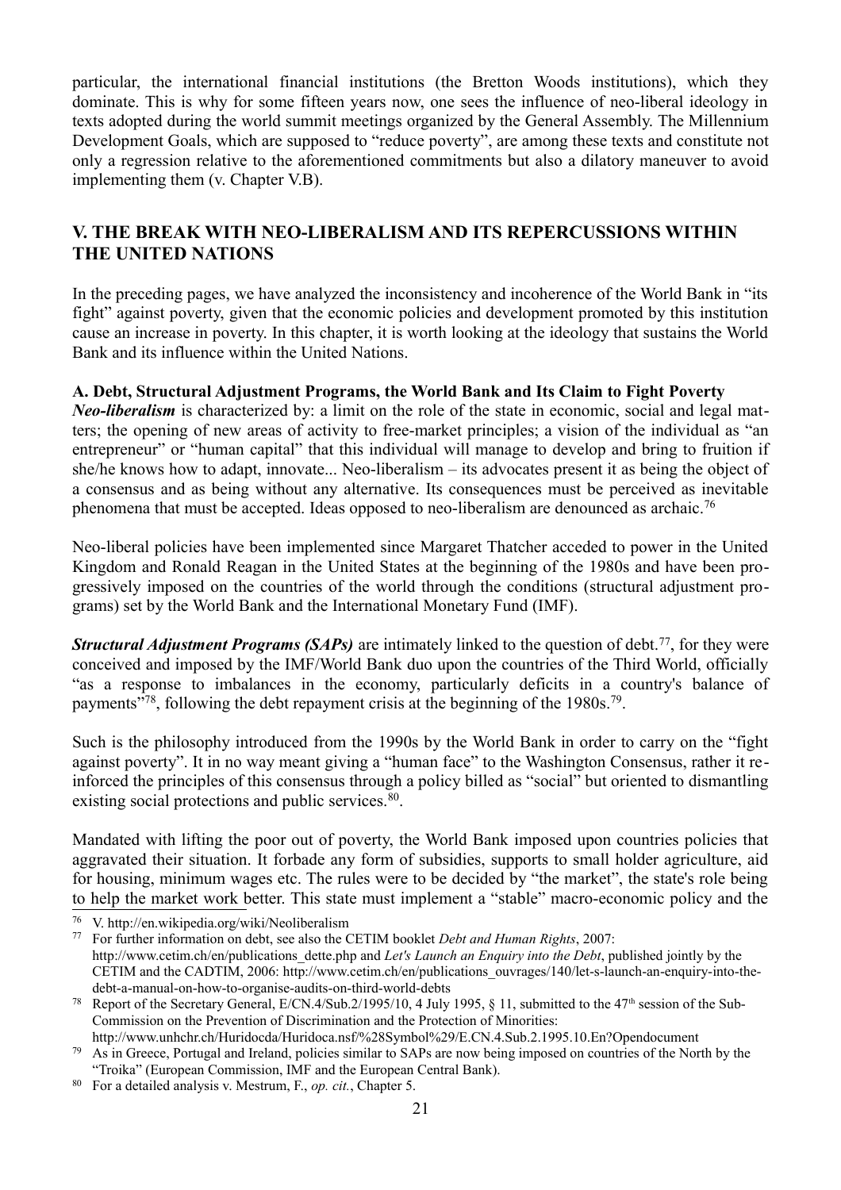particular, the international financial institutions (the Bretton Woods institutions), which they dominate. This is why for some fifteen years now, one sees the influence of neo-liberal ideology in texts adopted during the world summit meetings organized by the General Assembly. The Millennium Development Goals, which are supposed to "reduce poverty", are among these texts and constitute not only a regression relative to the aforementioned commitments but also a dilatory maneuver to avoid implementing them (v. Chapter V.B).

## V. THE BREAK WITH NEO-LIBERALISM AND ITS REPERCUSSIONS WITHIN THE UNITED NATIONS

In the preceding pages, we have analyzed the inconsistency and incoherence of the World Bank in "its fight" against poverty, given that the economic policies and development promoted by this institution cause an increase in poverty. In this chapter, it is worth looking at the ideology that sustains the World Bank and its influence within the United Nations.

### A. Debt, Structural Adjustment Programs, the World Bank and Its Claim to Fight Poverty

***Neo-liberalism*** is characterized by: a limit on the role of the state in economic, social and legal matters; the opening of new areas of activity to free-market principles; a vision of the individual as "an entrepreneur" or "human capital" that this individual will manage to develop and bring to fruition if she/he knows how to adapt, innovate... Neo-liberalism – its advocates present it as being the object of a consensus and as being without any alternative. Its consequences must be perceived as inevitable phenomena that must be accepted. Ideas opposed to neo-liberalism are denounced as archaic.[76]

Neo-liberal policies have been implemented since Margaret Thatcher acceded to power in the United Kingdom and Ronald Reagan in the United States at the beginning of the 1980s and have been progressively imposed on the countries of the world through the conditions (structural adjustment programs) set by the World Bank and the International Monetary Fund (IMF).

***Structural Adjustment Programs (SAPs)*** are intimately linked to the question of debt.[77], for they were conceived and imposed by the IMF/World Bank duo upon the countries of the Third World, officially "as a response to imbalances in the economy, particularly deficits in a country's balance of payments"[78], following the debt repayment crisis at the beginning of the 1980s.[79].

Such is the philosophy introduced from the 1990s by the World Bank in order to carry on the "fight against poverty". It in no way meant giving a "human face" to the Washington Consensus, rather it reinforced the principles of this consensus through a policy billed as "social" but oriented to dismantling existing social protections and public services.[80].

Mandated with lifting the poor out of poverty, the World Bank imposed upon countries policies that aggravated their situation. It forbade any form of subsidies, supports to small holder agriculture, aid for housing, minimum wages etc. The rules were to be decided by "the market", the state's role being to help the market work better. This state must implement a "stable" macro-economic policy and the

---

[76] V. http://en.wikipedia.org/wiki/Neoliberalism

[77] For further information on debt, see also the CETIM booklet *Debt and Human Rights*, 2007: http://www.cetim.ch/en/publications_dette.php and *Let's Launch an Enquiry into the Debt*, published jointly by the CETIM and the CADTIM, 2006: http://www.cetim.ch/en/publications_ouvrages/140/let-s-launch-an-enquiry-into-the-debt-a-manual-on-how-to-organise-audits-on-third-world-debts

[78] Report of the Secretary General, E/CN.4/Sub.2/1995/10, 4 July 1995, § 11, submitted to the 47th session of the Sub-Commission on the Prevention of Discrimination and the Protection of Minorities: http://www.unhchr.ch/Huridocda/Huridoca.nsf/%28Symbol%29/E.CN.4.Sub.2.1995.10.En?Opendocument

[79] As in Greece, Portugal and Ireland, policies similar to SAPs are now being imposed on countries of the North by the "Troika" (European Commission, IMF and the European Central Bank).

[80] For a detailed analysis v. Mestrum, F., *op. cit.*, Chapter 5.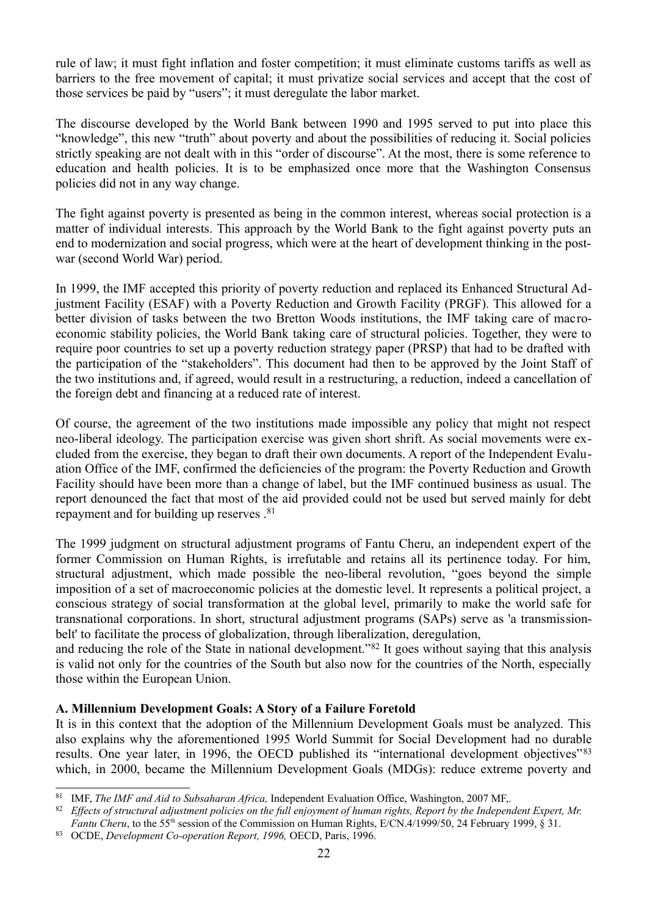rule of law; it must fight inflation and foster competition; it must eliminate customs tariffs as well as barriers to the free movement of capital; it must privatize social services and accept that the cost of those services be paid by "users"; it must deregulate the labor market.

The discourse developed by the World Bank between 1990 and 1995 served to put into place this "knowledge", this new "truth" about poverty and about the possibilities of reducing it. Social policies strictly speaking are not dealt with in this "order of discourse". At the most, there is some reference to education and health policies. It is to be emphasized once more that the Washington Consensus policies did not in any way change.

The fight against poverty is presented as being in the common interest, whereas social protection is a matter of individual interests. This approach by the World Bank to the fight against poverty puts an end to modernization and social progress, which were at the heart of development thinking in the post-war (second World War) period.

In 1999, the IMF accepted this priority of poverty reduction and replaced its Enhanced Structural Adjustment Facility (ESAF) with a Poverty Reduction and Growth Facility (PRGF). This allowed for a better division of tasks between the two Bretton Woods institutions, the IMF taking care of macroeconomic stability policies, the World Bank taking care of structural policies. Together, they were to require poor countries to set up a poverty reduction strategy paper (PRSP) that had to be drafted with the participation of the "stakeholders". This document had then to be approved by the Joint Staff of the two institutions and, if agreed, would result in a restructuring, a reduction, indeed a cancellation of the foreign debt and financing at a reduced rate of interest.

Of course, the agreement of the two institutions made impossible any policy that might not respect neo-liberal ideology. The participation exercise was given short shrift. As social movements were excluded from the exercise, they began to draft their own documents. A report of the Independent Evaluation Office of the IMF, confirmed the deficiencies of the program: the Poverty Reduction and Growth Facility should have been more than a change of label, but the IMF continued business as usual. The report denounced the fact that most of the aid provided could not be used but served mainly for debt repayment and for building up reserves .[81]

The 1999 judgment on structural adjustment programs of Fantu Cheru, an independent expert of the former Commission on Human Rights, is irrefutable and retains all its pertinence today. For him, structural adjustment, which made possible the neo-liberal revolution, "goes beyond the simple imposition of a set of macroeconomic policies at the domestic level. It represents a political project, a conscious strategy of social transformation at the global level, primarily to make the world safe for transnational corporations. In short, structural adjustment programs (SAPs) serve as 'a transmission-belt' to facilitate the process of globalization, through liberalization, deregulation, and reducing the role of the State in national development."[82] It goes without saying that this analysis is valid not only for the countries of the South but also now for the countries of the North, especially those within the European Union.

**A. Millennium Development Goals: A Story of a Failure Foretold**

It is in this context that the adoption of the Millennium Development Goals must be analyzed. This also explains why the aforementioned 1995 World Summit for Social Development had no durable results. One year later, in 1996, the OECD published its "international development objectives"[83] which, in 2000, became the Millennium Development Goals (MDGs): reduce extreme poverty and

---

[81] IMF, *The IMF and Aid to Subsaharan Africa,* Independent Evaluation Office, Washington, 2007 MF,.

[82] *Effects of structural adjustment policies on the full enjoyment of human rights, Report by the Independent Expert, Mr. Fantu Cheru*, to the 55th session of the Commission on Human Rights, E/CN.4/1999/50, 24 February 1999, § 31.

[83] OCDE, *Development Co-operation Report, 1996,* OECD, Paris, 1996.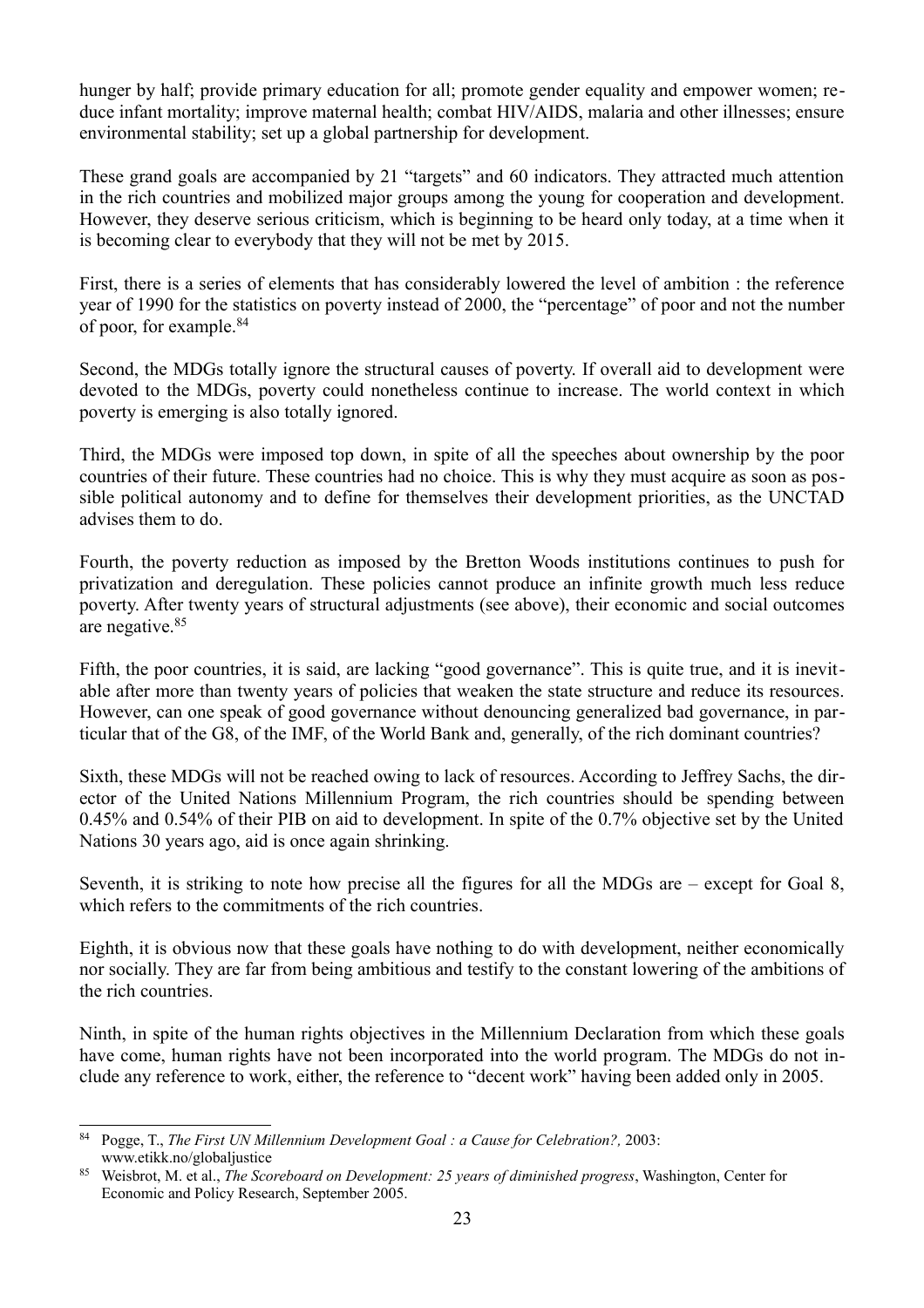hunger by half; provide primary education for all; promote gender equality and empower women; reduce infant mortality; improve maternal health; combat HIV/AIDS, malaria and other illnesses; ensure environmental stability; set up a global partnership for development.

These grand goals are accompanied by 21 "targets" and 60 indicators. They attracted much attention in the rich countries and mobilized major groups among the young for cooperation and development. However, they deserve serious criticism, which is beginning to be heard only today, at a time when it is becoming clear to everybody that they will not be met by 2015.

First, there is a series of elements that has considerably lowered the level of ambition : the reference year of 1990 for the statistics on poverty instead of 2000, the "percentage" of poor and not the number of poor, for example.[84]

Second, the MDGs totally ignore the structural causes of poverty. If overall aid to development were devoted to the MDGs, poverty could nonetheless continue to increase. The world context in which poverty is emerging is also totally ignored.

Third, the MDGs were imposed top down, in spite of all the speeches about ownership by the poor countries of their future. These countries had no choice. This is why they must acquire as soon as possible political autonomy and to define for themselves their development priorities, as the UNCTAD advises them to do.

Fourth, the poverty reduction as imposed by the Bretton Woods institutions continues to push for privatization and deregulation. These policies cannot produce an infinite growth much less reduce poverty. After twenty years of structural adjustments (see above), their economic and social outcomes are negative.[85]

Fifth, the poor countries, it is said, are lacking "good governance". This is quite true, and it is inevitable after more than twenty years of policies that weaken the state structure and reduce its resources. However, can one speak of good governance without denouncing generalized bad governance, in particular that of the G8, of the IMF, of the World Bank and, generally, of the rich dominant countries?

Sixth, these MDGs will not be reached owing to lack of resources. According to Jeffrey Sachs, the director of the United Nations Millennium Program, the rich countries should be spending between 0.45% and 0.54% of their PIB on aid to development. In spite of the 0.7% objective set by the United Nations 30 years ago, aid is once again shrinking.

Seventh, it is striking to note how precise all the figures for all the MDGs are – except for Goal 8, which refers to the commitments of the rich countries.

Eighth, it is obvious now that these goals have nothing to do with development, neither economically nor socially. They are far from being ambitious and testify to the constant lowering of the ambitions of the rich countries.

Ninth, in spite of the human rights objectives in the Millennium Declaration from which these goals have come, human rights have not been incorporated into the world program. The MDGs do not include any reference to work, either, the reference to "decent work" having been added only in 2005.

---

[84] Pogge, T., *The First UN Millennium Development Goal : a Cause for Celebration?,* 2003: www.etikk.no/globaljustice

[85] Weisbrot, M. et al., *The Scoreboard on Development: 25 years of diminished progress*, Washington, Center for Economic and Policy Research, September 2005.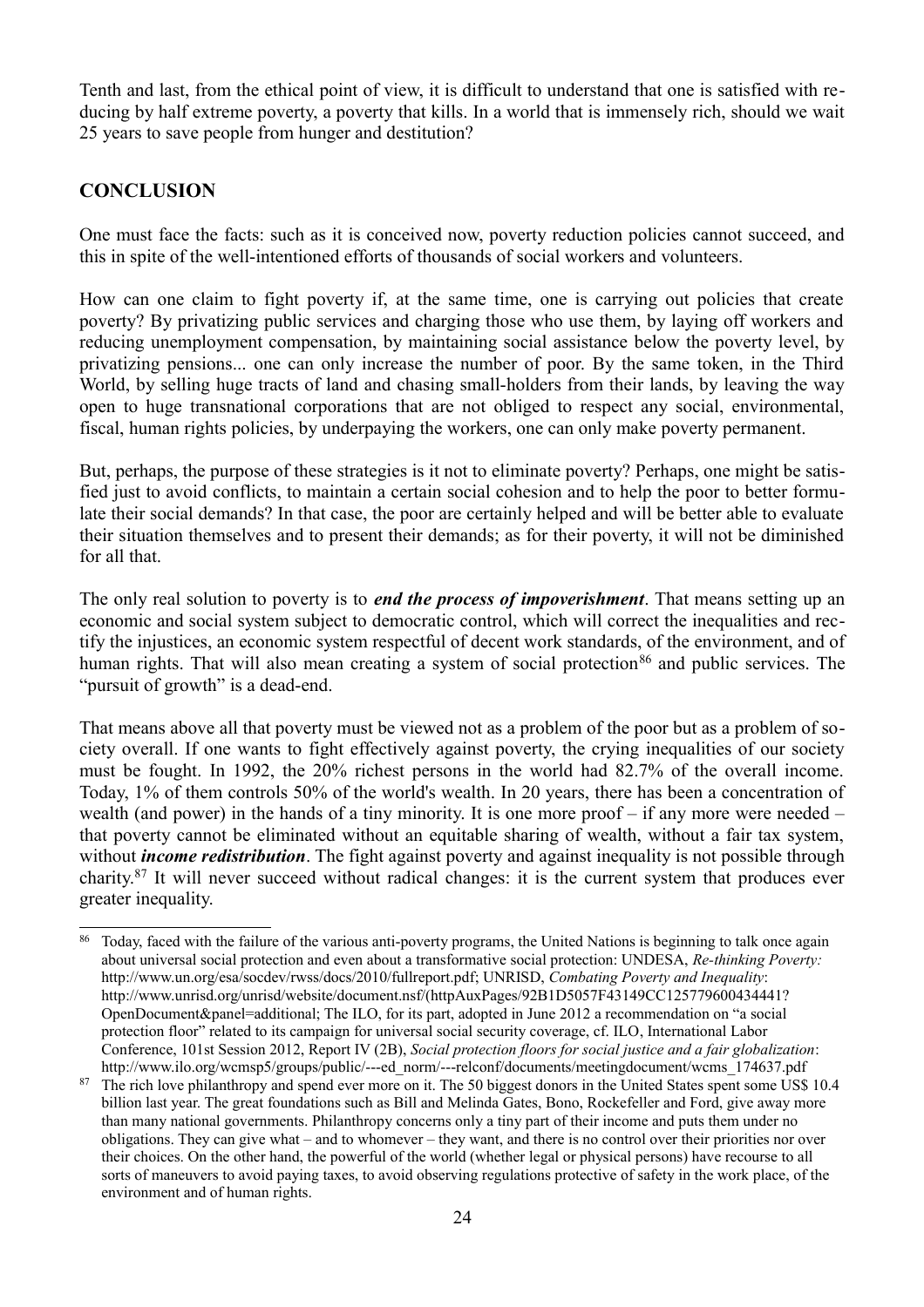Tenth and last, from the ethical point of view, it is difficult to understand that one is satisfied with reducing by half extreme poverty, a poverty that kills. In a world that is immensely rich, should we wait 25 years to save people from hunger and destitution?

## CONCLUSION

One must face the facts: such as it is conceived now, poverty reduction policies cannot succeed, and this in spite of the well-intentioned efforts of thousands of social workers and volunteers.

How can one claim to fight poverty if, at the same time, one is carrying out policies that create poverty? By privatizing public services and charging those who use them, by laying off workers and reducing unemployment compensation, by maintaining social assistance below the poverty level, by privatizing pensions... one can only increase the number of poor. By the same token, in the Third World, by selling huge tracts of land and chasing small-holders from their lands, by leaving the way open to huge transnational corporations that are not obliged to respect any social, environmental, fiscal, human rights policies, by underpaying the workers, one can only make poverty permanent.

But, perhaps, the purpose of these strategies is it not to eliminate poverty? Perhaps, one might be satisfied just to avoid conflicts, to maintain a certain social cohesion and to help the poor to better formulate their social demands? In that case, the poor are certainly helped and will be better able to evaluate their situation themselves and to present their demands; as for their poverty, it will not be diminished for all that.

The only real solution to poverty is to ***end the process of impoverishment***. That means setting up an economic and social system subject to democratic control, which will correct the inequalities and rectify the injustices, an economic system respectful of decent work standards, of the environment, and of human rights. That will also mean creating a system of social protection[86] and public services. The "pursuit of growth" is a dead-end.

That means above all that poverty must be viewed not as a problem of the poor but as a problem of society overall. If one wants to fight effectively against poverty, the crying inequalities of our society must be fought. In 1992, the 20% richest persons in the world had 82.7% of the overall income. Today, 1% of them controls 50% of the world's wealth. In 20 years, there has been a concentration of wealth (and power) in the hands of a tiny minority. It is one more proof – if any more were needed – that poverty cannot be eliminated without an equitable sharing of wealth, without a fair tax system, without ***income redistribution***. The fight against poverty and against inequality is not possible through charity.[87] It will never succeed without radical changes: it is the current system that produces ever greater inequality.

---

[86] Today, faced with the failure of the various anti-poverty programs, the United Nations is beginning to talk once again about universal social protection and even about a transformative social protection: UNDESA, *Re-thinking Poverty:* http://www.un.org/esa/socdev/rwss/docs/2010/fullreport.pdf; UNRISD, *Combating Poverty and Inequality*: http://www.unrisd.org/unrisd/website/document.nsf/(httpAuxPages/92B1D5057F43149CC125779600434441?OpenDocument&panel=additional; The ILO, for its part, adopted in June 2012 a recommendation on "a social protection floor" related to its campaign for universal social security coverage, cf. ILO, International Labor Conference, 101st Session 2012, Report IV (2B), *Social protection floors for social justice and a fair globalization*: http://www.ilo.org/wcmsp5/groups/public/---ed_norm/---relconf/documents/meetingdocument/wcms_174637.pdf

[87] The rich love philanthropy and spend ever more on it. The 50 biggest donors in the United States spent some US$ 10.4 billion last year. The great foundations such as Bill and Melinda Gates, Bono, Rockefeller and Ford, give away more than many national governments. Philanthropy concerns only a tiny part of their income and puts them under no obligations. They can give what – and to whomever – they want, and there is no control over their priorities nor over their choices. On the other hand, the powerful of the world (whether legal or physical persons) have recourse to all sorts of maneuvers to avoid paying taxes, to avoid observing regulations protective of safety in the work place, of the environment and of human rights.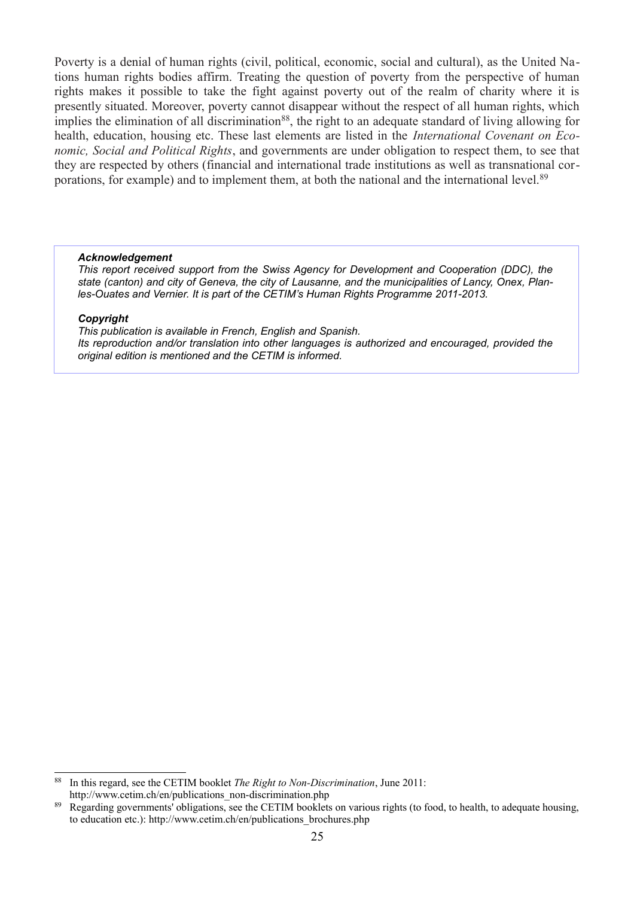Poverty is a denial of human rights (civil, political, economic, social and cultural), as the United Nations human rights bodies affirm. Treating the question of poverty from the perspective of human rights makes it possible to take the fight against poverty out of the realm of charity where it is presently situated. Moreover, poverty cannot disappear without the respect of all human rights, which implies the elimination of all discrimination[88], the right to an adequate standard of living allowing for health, education, housing etc. These last elements are listed in the *International Covenant on Economic, Social and Political Rights*, and governments are under obligation to respect them, to see that they are respected by others (financial and international trade institutions as well as transnational corporations, for example) and to implement them, at both the national and the international level.[89]

***Acknowledgement***

*This report received support from the Swiss Agency for Development and Cooperation (DDC), the state (canton) and city of Geneva, the city of Lausanne, and the municipalities of Lancy, Onex, Plan-les-Ouates and Vernier. It is part of the CETIM's Human Rights Programme 2011-2013.*

***Copyright***

*This publication is available in French, English and Spanish.*
*Its reproduction and/or translation into other languages is authorized and encouraged, provided the original edition is mentioned and the CETIM is informed.*

---

[88] In this regard, see the CETIM booklet *The Right to Non-Discrimination*, June 2011: http://www.cetim.ch/en/publications_non-discrimination.php

[89] Regarding governments' obligations, see the CETIM booklets on various rights (to food, to health, to adequate housing, to education etc.): http://www.cetim.ch/en/publications_brochures.php